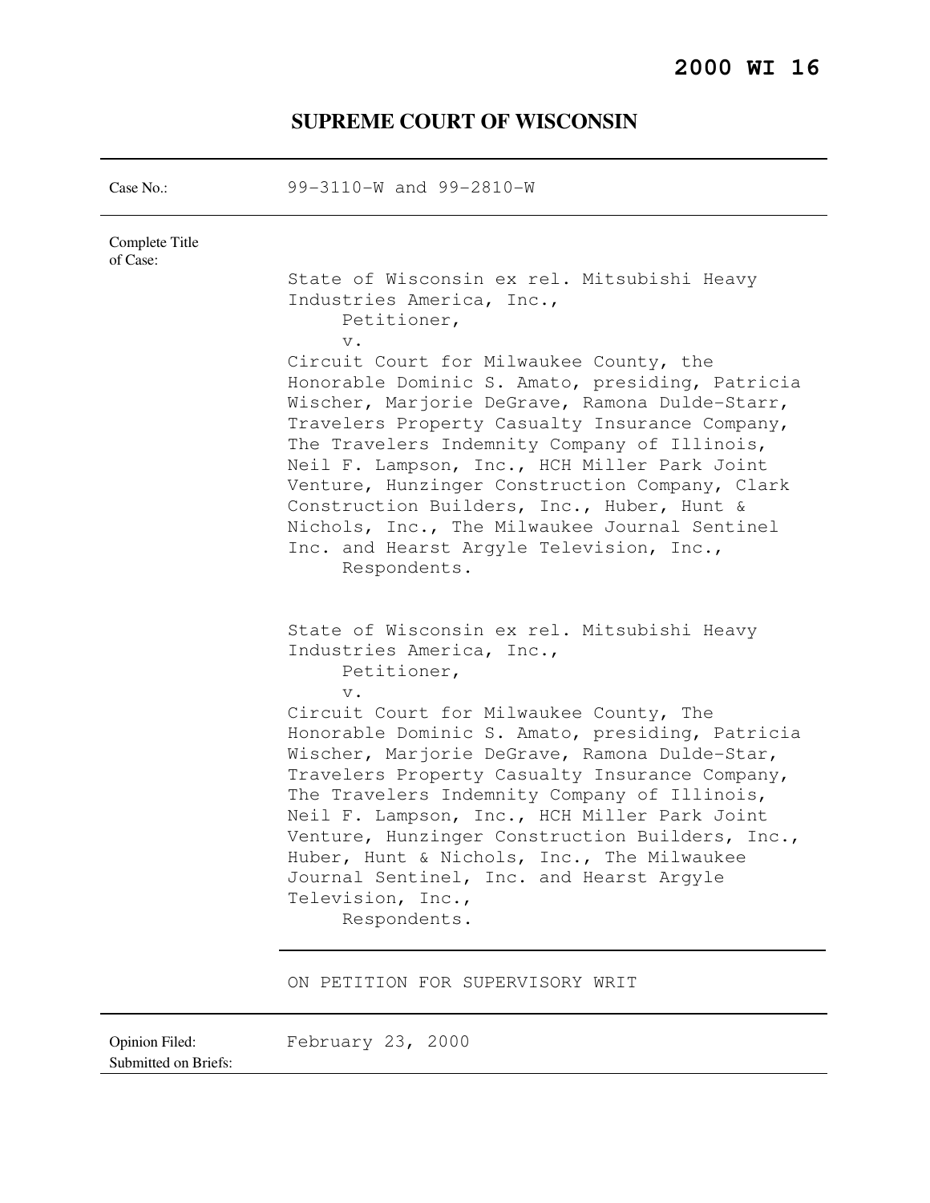# 2000 WI 16

## SUPREME COURT OF WISCONSIN

| | |
|---|---|
| Case No.: | 99-3110-W and 99-2810-W |
| Complete Title of Case: | State of Wisconsin ex rel. Mitsubishi Heavy Industries America, Inc., Petitioner, v. Circuit Court for Milwaukee County, the Honorable Dominic S. Amato, presiding, Patricia Wischer, Marjorie DeGrave, Ramona Dulde-Starr, Travelers Property Casualty Insurance Company, The Travelers Indemnity Company of Illinois, Neil F. Lampson, Inc., HCH Miller Park Joint Venture, Hunzinger Construction Company, Clark Construction Builders, Inc., Huber, Hunt & Nichols, Inc., The Milwaukee Journal Sentinel Inc. and Hearst Argyle Television, Inc., Respondents. |
| | State of Wisconsin ex rel. Mitsubishi Heavy Industries America, Inc., Petitioner, v. Circuit Court for Milwaukee County, The Honorable Dominic S. Amato, presiding, Patricia Wischer, Marjorie DeGrave, Ramona Dulde-Star, Travelers Property Casualty Insurance Company, The Travelers Indemnity Company of Illinois, Neil F. Lampson, Inc., HCH Miller Park Joint Venture, Hunzinger Construction Builders, Inc., Huber, Hunt & Nichols, Inc., The Milwaukee Journal Sentinel, Inc. and Hearst Argyle Television, Inc., Respondents. |
| | ON PETITION FOR SUPERVISORY WRIT |
| Opinion Filed: | February 23, 2000 |
| Submitted on Briefs: | |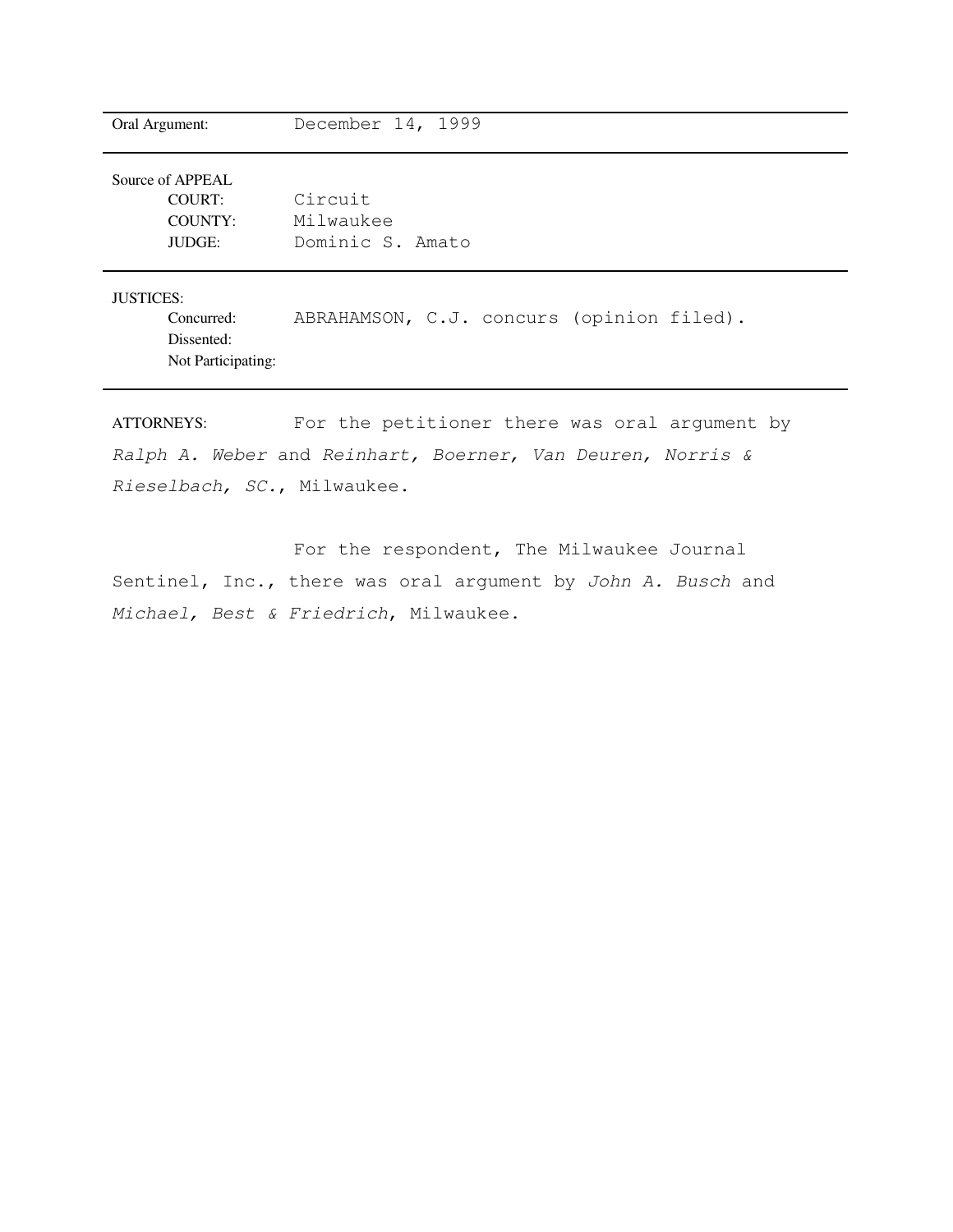Oral Argument: December 14, 1999

Source of APPEAL
COURT: Circuit
COUNTY: Milwaukee
JUDGE: Dominic S. Amato

JUSTICES:
Concurred: ABRAHAMSON, C.J. concurs (opinion filed).
Dissented:
Not Participating:

ATTORNEYS: For the petitioner there was oral argument by *Ralph A. Weber* and *Reinhart, Boerner, Van Deuren, Norris & Rieselbach, SC.*, Milwaukee.

For the respondent, The Milwaukee Journal Sentinel, Inc., there was oral argument by *John A. Busch* and *Michael, Best & Friedrich*, Milwaukee.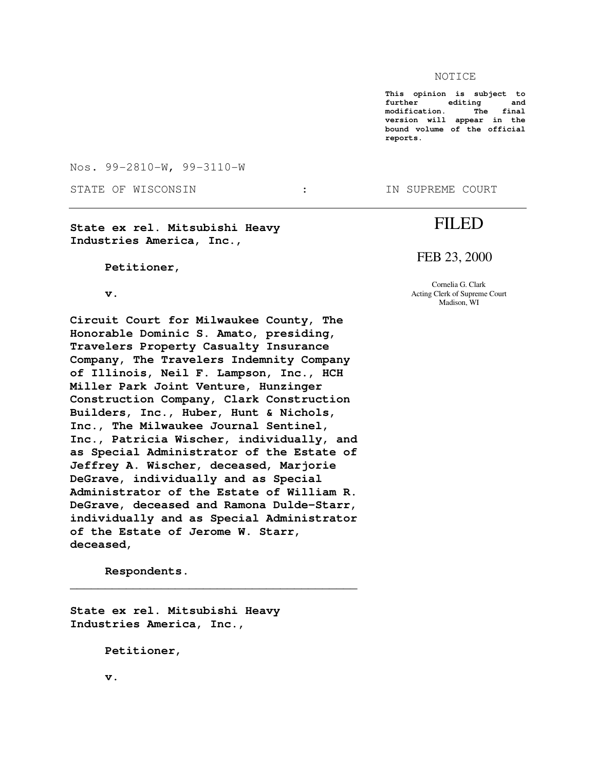NOTICE

**This opinion is subject to further editing and modification. The final version will appear in the bound volume of the official reports.**

Nos. 99-2810-W, 99-3110-W

STATE OF WISCONSIN : IN SUPREME COURT

---

**State ex rel. Mitsubishi Heavy Industries America, Inc.,**

**Petitioner,**

**v.**

**Circuit Court for Milwaukee County, The Honorable Dominic S. Amato, presiding, Travelers Property Casualty Insurance Company, The Travelers Indemnity Company of Illinois, Neil F. Lampson, Inc., HCH Miller Park Joint Venture, Hunzinger Construction Company, Clark Construction Builders, Inc., Huber, Hunt & Nichols, Inc., The Milwaukee Journal Sentinel, Inc., Patricia Wischer, individually, and as Special Administrator of the Estate of Jeffrey A. Wischer, deceased, Marjorie DeGrave, individually and as Special Administrator of the Estate of William R. DeGrave, deceased and Ramona Dulde-Starr, individually and as Special Administrator of the Estate of Jerome W. Starr, deceased,**

**Respondents.**

FILED

FEB 23, 2000

Cornelia G. Clark
Acting Clerk of Supreme Court
Madison, WI

---

**State ex rel. Mitsubishi Heavy Industries America, Inc.,**

**Petitioner,**

**v.**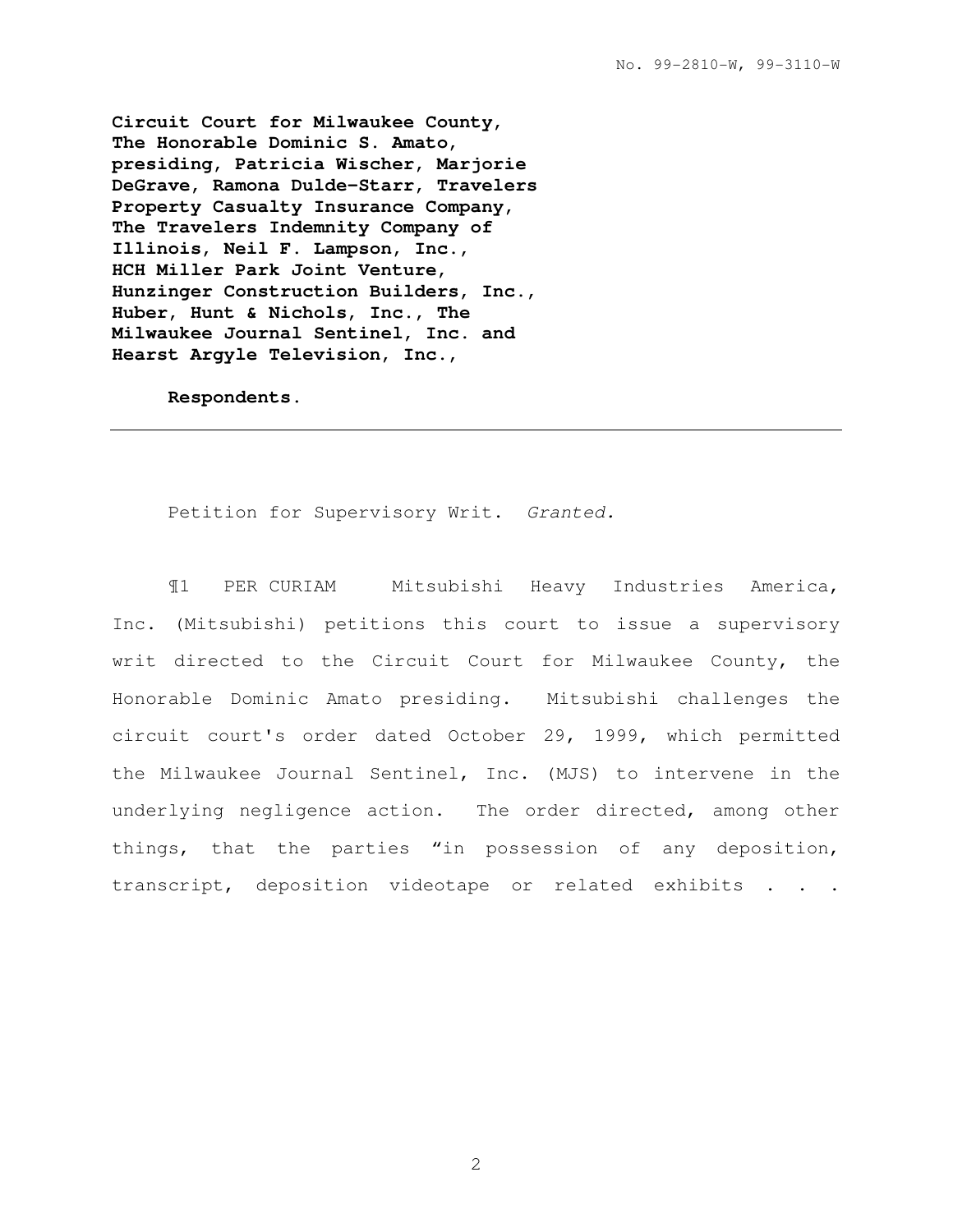**Circuit Court for Milwaukee County, The Honorable Dominic S. Amato, presiding, Patricia Wischer, Marjorie DeGrave, Ramona Dulde-Starr, Travelers Property Casualty Insurance Company, The Travelers Indemnity Company of Illinois, Neil F. Lampson, Inc., HCH Miller Park Joint Venture, Hunzinger Construction Builders, Inc., Huber, Hunt & Nichols, Inc., The Milwaukee Journal Sentinel, Inc. and Hearst Argyle Television, Inc.,**

**Respondents.**

---

Petition for Supervisory Writ. *Granted.*

¶1 PER CURIAM Mitsubishi Heavy Industries America, Inc. (Mitsubishi) petitions this court to issue a supervisory writ directed to the Circuit Court for Milwaukee County, the Honorable Dominic Amato presiding. Mitsubishi challenges the circuit court's order dated October 29, 1999, which permitted the Milwaukee Journal Sentinel, Inc. (MJS) to intervene in the underlying negligence action. The order directed, among other things, that the parties "in possession of any deposition, transcript, deposition videotape or related exhibits . . .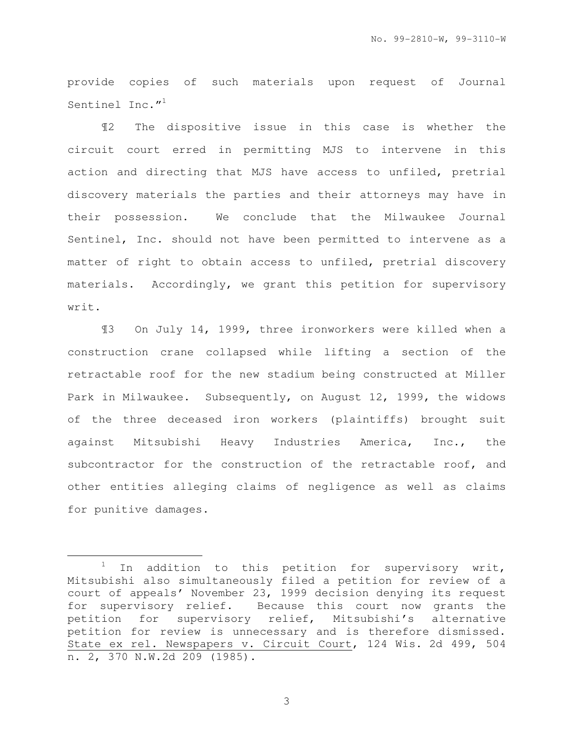provide copies of such materials upon request of Journal Sentinel Inc."[1]

¶2 The dispositive issue in this case is whether the circuit court erred in permitting MJS to intervene in this action and directing that MJS have access to unfiled, pretrial discovery materials the parties and their attorneys may have in their possession. We conclude that the Milwaukee Journal Sentinel, Inc. should not have been permitted to intervene as a matter of right to obtain access to unfiled, pretrial discovery materials. Accordingly, we grant this petition for supervisory writ.

¶3 On July 14, 1999, three ironworkers were killed when a construction crane collapsed while lifting a section of the retractable roof for the new stadium being constructed at Miller Park in Milwaukee. Subsequently, on August 12, 1999, the widows of the three deceased iron workers (plaintiffs) brought suit against Mitsubishi Heavy Industries America, Inc., the subcontractor for the construction of the retractable roof, and other entities alleging claims of negligence as well as claims for punitive damages.

---

[1] In addition to this petition for supervisory writ, Mitsubishi also simultaneously filed a petition for review of a court of appeals' November 23, 1999 decision denying its request for supervisory relief. Because this court now grants the petition for supervisory relief, Mitsubishi's alternative petition for review is unnecessary and is therefore dismissed. State ex rel. Newspapers v. Circuit Court, 124 Wis. 2d 499, 504 n. 2, 370 N.W.2d 209 (1985).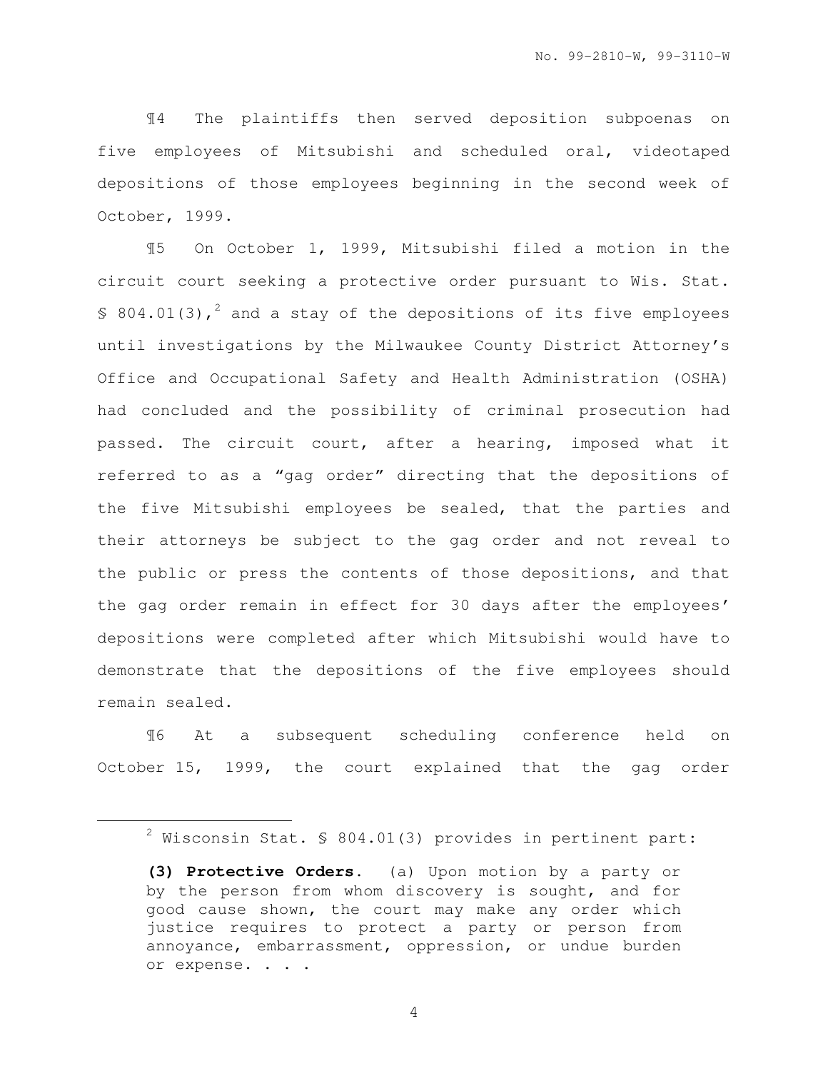¶4 The plaintiffs then served deposition subpoenas on five employees of Mitsubishi and scheduled oral, videotaped depositions of those employees beginning in the second week of October, 1999.

¶5 On October 1, 1999, Mitsubishi filed a motion in the circuit court seeking a protective order pursuant to Wis. Stat. § 804.01(3),[2] and a stay of the depositions of its five employees until investigations by the Milwaukee County District Attorney's Office and Occupational Safety and Health Administration (OSHA) had concluded and the possibility of criminal prosecution had passed. The circuit court, after a hearing, imposed what it referred to as a "gag order" directing that the depositions of the five Mitsubishi employees be sealed, that the parties and their attorneys be subject to the gag order and not reveal to the public or press the contents of those depositions, and that the gag order remain in effect for 30 days after the employees' depositions were completed after which Mitsubishi would have to demonstrate that the depositions of the five employees should remain sealed.

¶6 At a subsequent scheduling conference held on October 15, 1999, the court explained that the gag order

---

[2] Wisconsin Stat. § 804.01(3) provides in pertinent part:

> **(3) Protective Orders.** (a) Upon motion by a party or by the person from whom discovery is sought, and for good cause shown, the court may make any order which justice requires to protect a party or person from annoyance, embarrassment, oppression, or undue burden or expense. . . .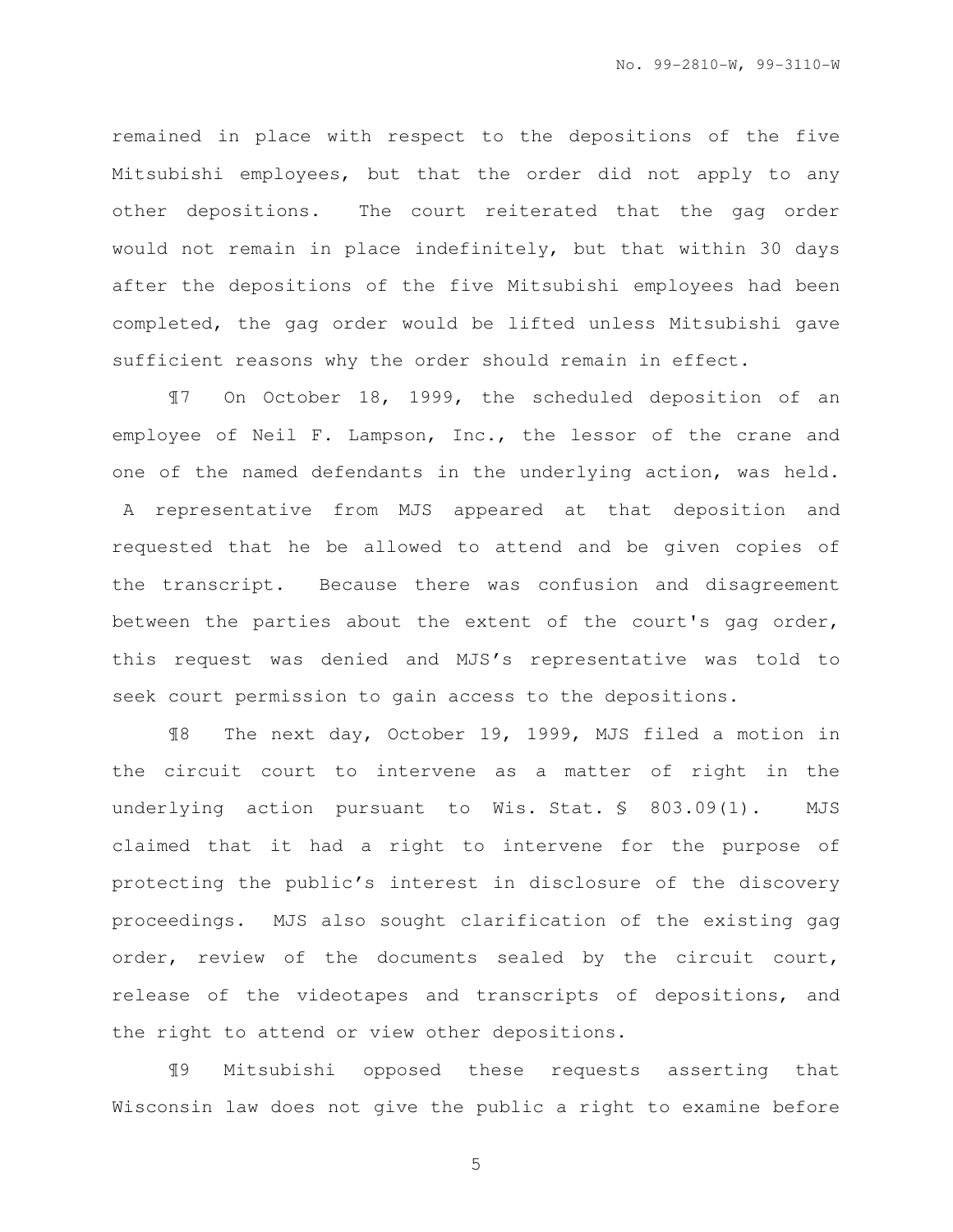remained in place with respect to the depositions of the five Mitsubishi employees, but that the order did not apply to any other depositions. The court reiterated that the gag order would not remain in place indefinitely, but that within 30 days after the depositions of the five Mitsubishi employees had been completed, the gag order would be lifted unless Mitsubishi gave sufficient reasons why the order should remain in effect.

¶7 On October 18, 1999, the scheduled deposition of an employee of Neil F. Lampson, Inc., the lessor of the crane and one of the named defendants in the underlying action, was held. A representative from MJS appeared at that deposition and requested that he be allowed to attend and be given copies of the transcript. Because there was confusion and disagreement between the parties about the extent of the court's gag order, this request was denied and MJS's representative was told to seek court permission to gain access to the depositions.

¶8 The next day, October 19, 1999, MJS filed a motion in the circuit court to intervene as a matter of right in the underlying action pursuant to Wis. Stat. § 803.09(1). MJS claimed that it had a right to intervene for the purpose of protecting the public's interest in disclosure of the discovery proceedings. MJS also sought clarification of the existing gag order, review of the documents sealed by the circuit court, release of the videotapes and transcripts of depositions, and the right to attend or view other depositions.

¶9 Mitsubishi opposed these requests asserting that Wisconsin law does not give the public a right to examine before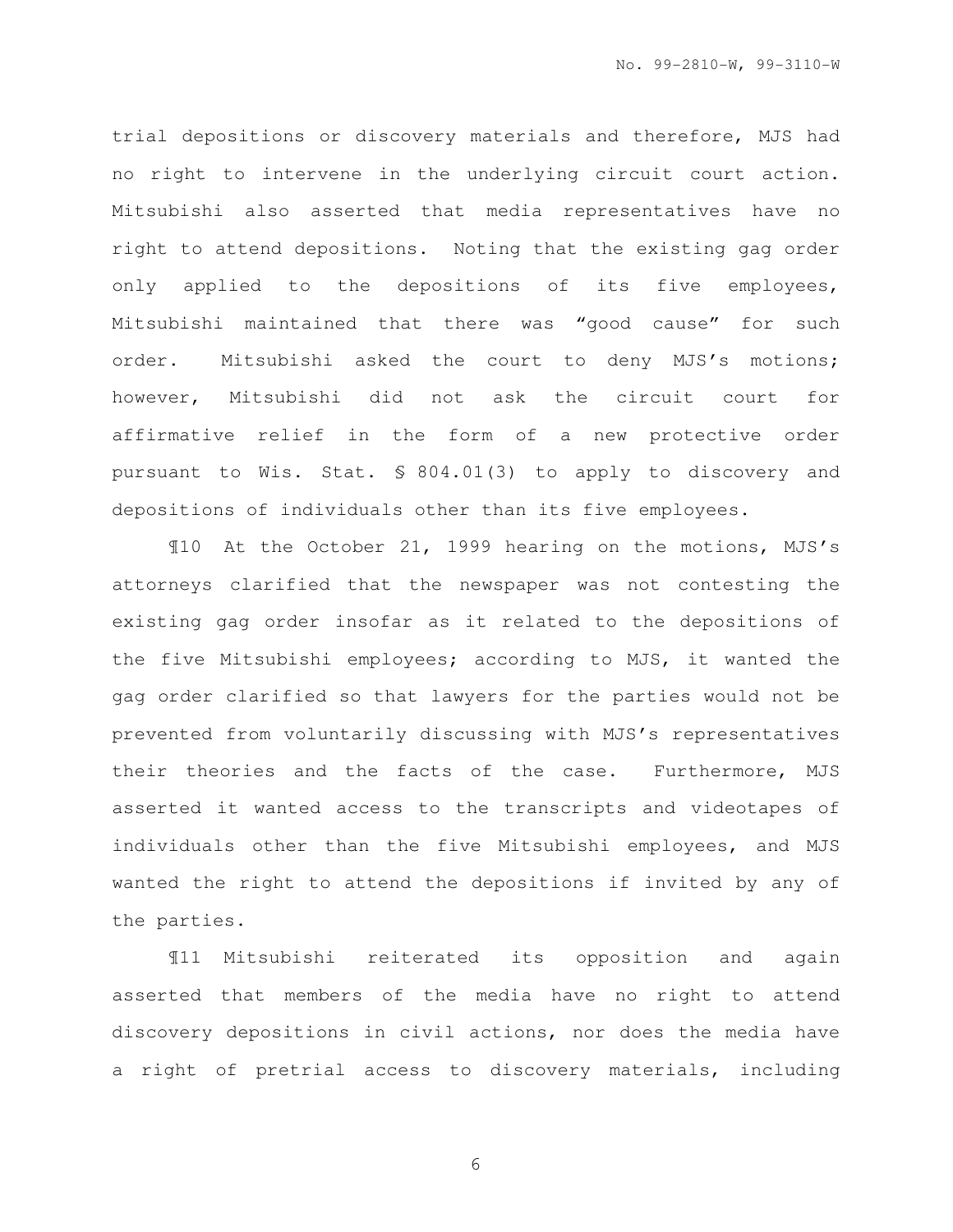trial depositions or discovery materials and therefore, MJS had no right to intervene in the underlying circuit court action. Mitsubishi also asserted that media representatives have no right to attend depositions. Noting that the existing gag order only applied to the depositions of its five employees, Mitsubishi maintained that there was "good cause" for such order. Mitsubishi asked the court to deny MJS's motions; however, Mitsubishi did not ask the circuit court for affirmative relief in the form of a new protective order pursuant to Wis. Stat. § 804.01(3) to apply to discovery and depositions of individuals other than its five employees.

¶10 At the October 21, 1999 hearing on the motions, MJS's attorneys clarified that the newspaper was not contesting the existing gag order insofar as it related to the depositions of the five Mitsubishi employees; according to MJS, it wanted the gag order clarified so that lawyers for the parties would not be prevented from voluntarily discussing with MJS's representatives their theories and the facts of the case. Furthermore, MJS asserted it wanted access to the transcripts and videotapes of individuals other than the five Mitsubishi employees, and MJS wanted the right to attend the depositions if invited by any of the parties.

¶11 Mitsubishi reiterated its opposition and again asserted that members of the media have no right to attend discovery depositions in civil actions, nor does the media have a right of pretrial access to discovery materials, including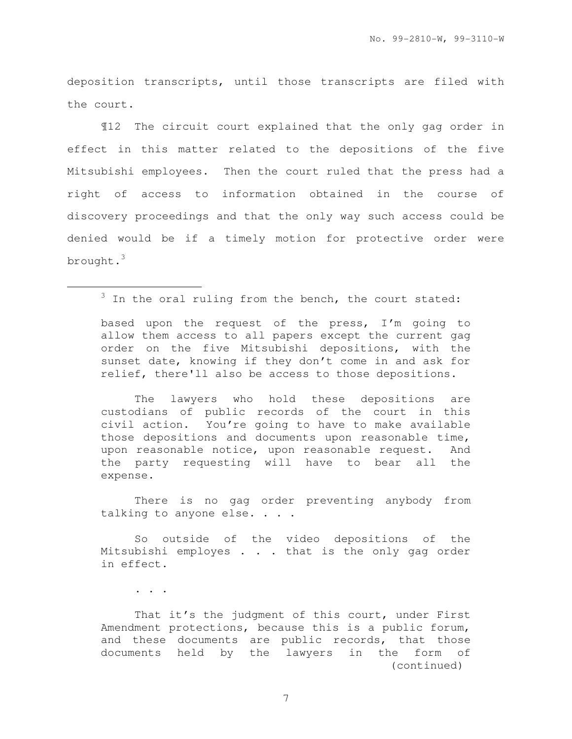deposition transcripts, until those transcripts are filed with the court.

¶12 The circuit court explained that the only gag order in effect in this matter related to the depositions of the five Mitsubishi employees. Then the court ruled that the press had a right of access to information obtained in the course of discovery proceedings and that the only way such access could be denied would be if a timely motion for protective order were brought.[3]

---

[3] In the oral ruling from the bench, the court stated:

> based upon the request of the press, I'm going to allow them access to all papers except the current gag order on the five Mitsubishi depositions, with the sunset date, knowing if they don't come in and ask for relief, there'll also be access to those depositions.
>
> The lawyers who hold these depositions are custodians of public records of the court in this civil action. You're going to have to make available those depositions and documents upon reasonable time, upon reasonable notice, upon reasonable request. And the party requesting will have to bear all the expense.
>
> There is no gag order preventing anybody from talking to anyone else. . . .
>
> So outside of the video depositions of the Mitsubishi employes . . . that is the only gag order in effect.
>
> . . .
>
> That it's the judgment of this court, under First Amendment protections, because this is a public forum, and these documents are public records, that those documents held by the lawyers in the form of (continued)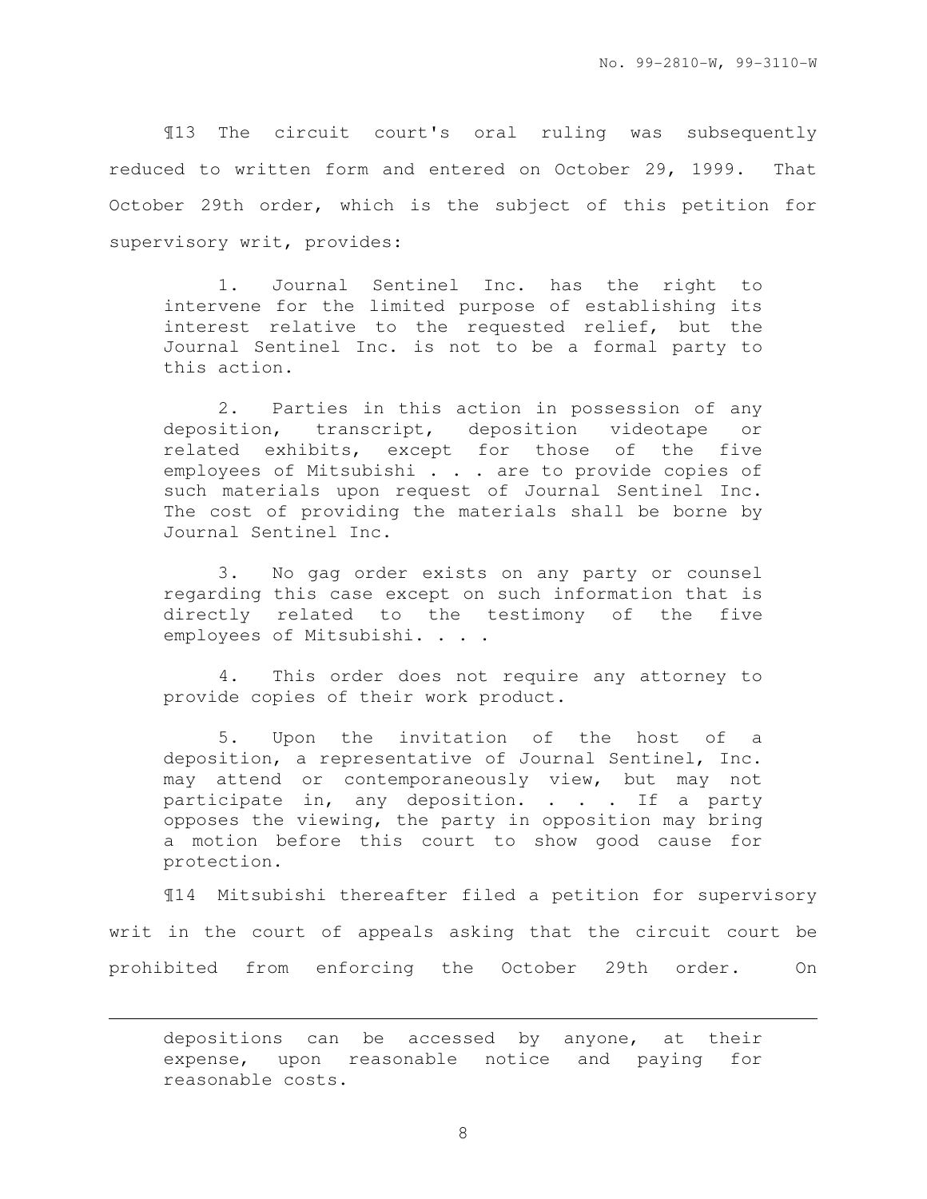¶13 The circuit court's oral ruling was subsequently reduced to written form and entered on October 29, 1999. That October 29th order, which is the subject of this petition for supervisory writ, provides:

> 1. Journal Sentinel Inc. has the right to intervene for the limited purpose of establishing its interest relative to the requested relief, but the Journal Sentinel Inc. is not to be a formal party to this action.
>
> 2. Parties in this action in possession of any deposition, transcript, deposition videotape or related exhibits, except for those of the five employees of Mitsubishi . . . are to provide copies of such materials upon request of Journal Sentinel Inc. The cost of providing the materials shall be borne by Journal Sentinel Inc.
>
> 3. No gag order exists on any party or counsel regarding this case except on such information that is directly related to the testimony of the five employees of Mitsubishi. . . .
>
> 4. This order does not require any attorney to provide copies of their work product.
>
> 5. Upon the invitation of the host of a deposition, a representative of Journal Sentinel, Inc. may attend or contemporaneously view, but may not participate in, any deposition. . . . If a party opposes the viewing, the party in opposition may bring a motion before this court to show good cause for protection.

¶14 Mitsubishi thereafter filed a petition for supervisory writ in the court of appeals asking that the circuit court be prohibited from enforcing the October 29th order. On

---

> depositions can be accessed by anyone, at their expense, upon reasonable notice and paying for reasonable costs.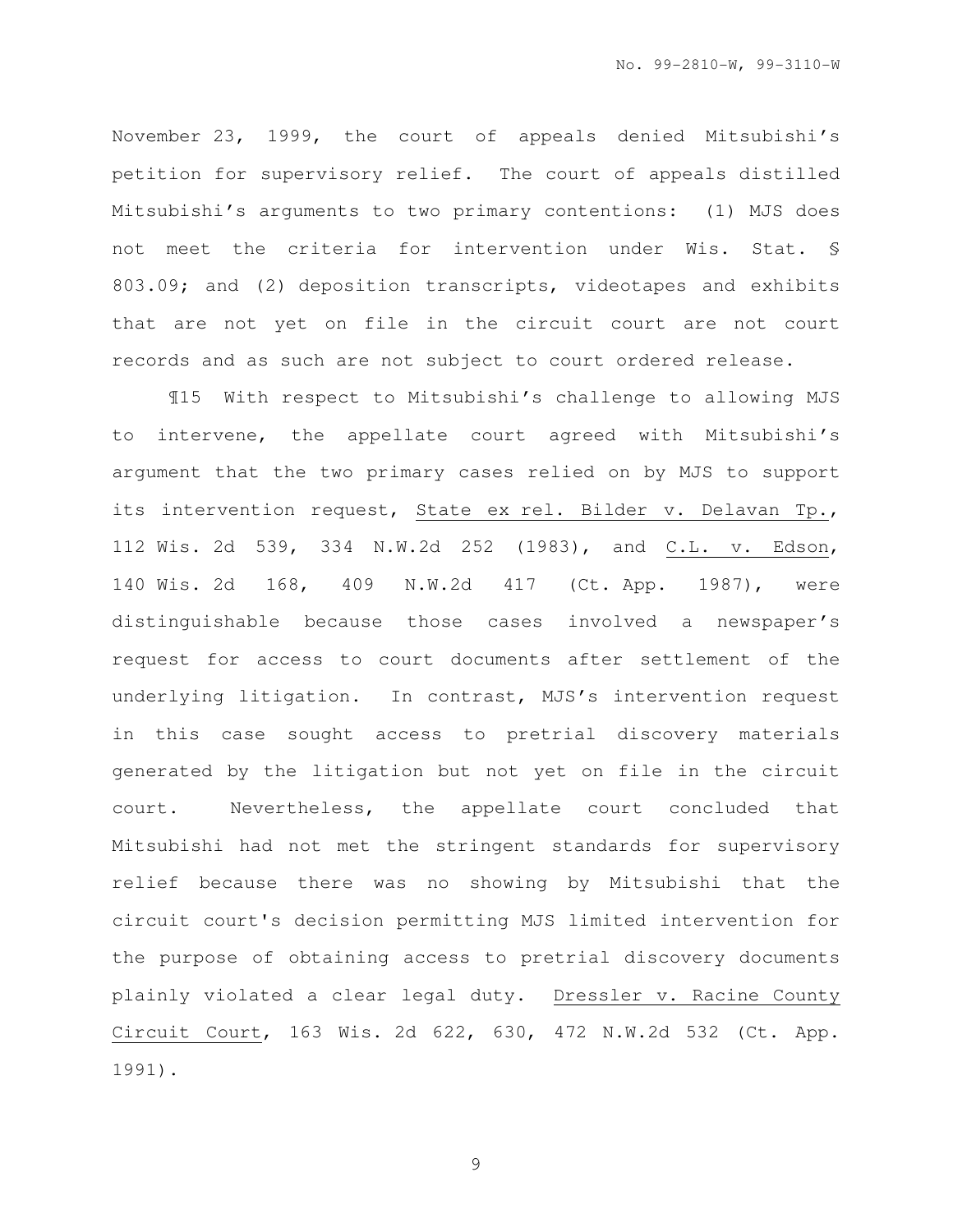November 23, 1999, the court of appeals denied Mitsubishi's petition for supervisory relief. The court of appeals distilled Mitsubishi's arguments to two primary contentions: (1) MJS does not meet the criteria for intervention under Wis. Stat. § 803.09; and (2) deposition transcripts, videotapes and exhibits that are not yet on file in the circuit court are not court records and as such are not subject to court ordered release.

¶15 With respect to Mitsubishi's challenge to allowing MJS to intervene, the appellate court agreed with Mitsubishi's argument that the two primary cases relied on by MJS to support its intervention request, State ex rel. Bilder v. Delavan Tp., 112 Wis. 2d 539, 334 N.W.2d 252 (1983), and C.L. v. Edson, 140 Wis. 2d 168, 409 N.W.2d 417 (Ct. App. 1987), were distinguishable because those cases involved a newspaper's request for access to court documents after settlement of the underlying litigation. In contrast, MJS's intervention request in this case sought access to pretrial discovery materials generated by the litigation but not yet on file in the circuit court. Nevertheless, the appellate court concluded that Mitsubishi had not met the stringent standards for supervisory relief because there was no showing by Mitsubishi that the circuit court's decision permitting MJS limited intervention for the purpose of obtaining access to pretrial discovery documents plainly violated a clear legal duty. Dressler v. Racine County Circuit Court, 163 Wis. 2d 622, 630, 472 N.W.2d 532 (Ct. App. 1991).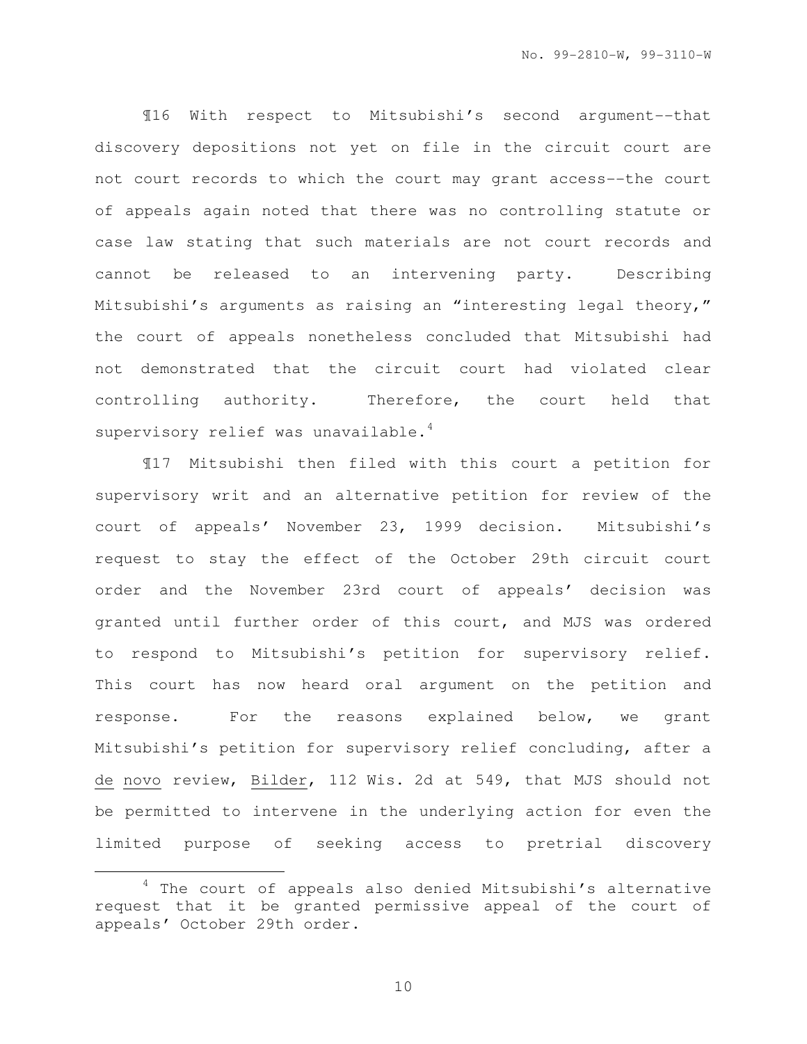¶16 With respect to Mitsubishi's second argument--that discovery depositions not yet on file in the circuit court are not court records to which the court may grant access--the court of appeals again noted that there was no controlling statute or case law stating that such materials are not court records and cannot be released to an intervening party. Describing Mitsubishi's arguments as raising an "interesting legal theory," the court of appeals nonetheless concluded that Mitsubishi had not demonstrated that the circuit court had violated clear controlling authority. Therefore, the court held that supervisory relief was unavailable.[4]

¶17 Mitsubishi then filed with this court a petition for supervisory writ and an alternative petition for review of the court of appeals' November 23, 1999 decision. Mitsubishi's request to stay the effect of the October 29th circuit court order and the November 23rd court of appeals' decision was granted until further order of this court, and MJS was ordered to respond to Mitsubishi's petition for supervisory relief. This court has now heard oral argument on the petition and response. For the reasons explained below, we grant Mitsubishi's petition for supervisory relief concluding, after a de novo review, Bilder, 112 Wis. 2d at 549, that MJS should not be permitted to intervene in the underlying action for even the limited purpose of seeking access to pretrial discovery

[4] The court of appeals also denied Mitsubishi's alternative request that it be granted permissive appeal of the court of appeals' October 29th order.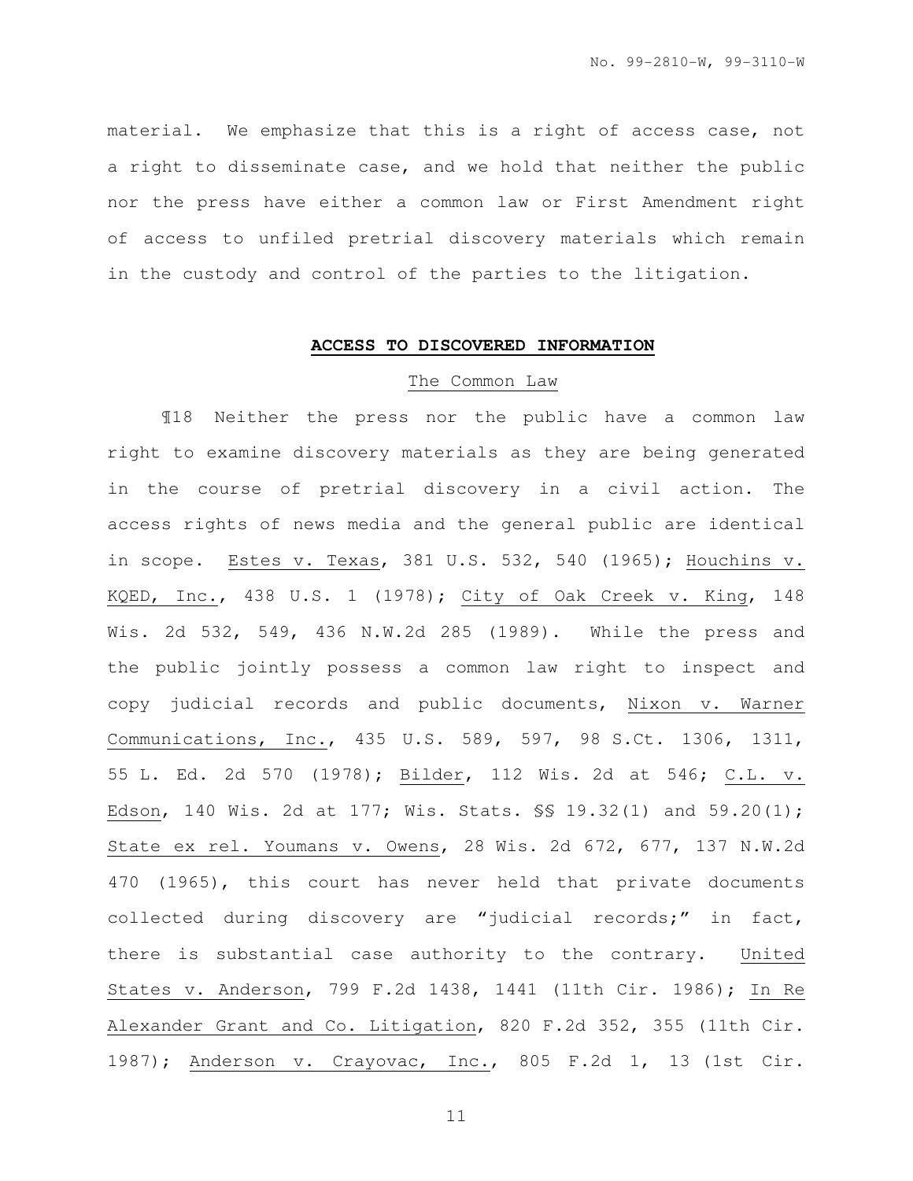material. We emphasize that this is a right of access case, not a right to disseminate case, and we hold that neither the public nor the press have either a common law or First Amendment right of access to unfiled pretrial discovery materials which remain in the custody and control of the parties to the litigation.

## ACCESS TO DISCOVERED INFORMATION

### The Common Law

¶18 Neither the press nor the public have a common law right to examine discovery materials as they are being generated in the course of pretrial discovery in a civil action. The access rights of news media and the general public are identical in scope. Estes v. Texas, 381 U.S. 532, 540 (1965); Houchins v. KQED, Inc., 438 U.S. 1 (1978); City of Oak Creek v. King, 148 Wis. 2d 532, 549, 436 N.W.2d 285 (1989). While the press and the public jointly possess a common law right to inspect and copy judicial records and public documents, Nixon v. Warner Communications, Inc., 435 U.S. 589, 597, 98 S.Ct. 1306, 1311, 55 L. Ed. 2d 570 (1978); Bilder, 112 Wis. 2d at 546; C.L. v. Edson, 140 Wis. 2d at 177; Wis. Stats. §§ 19.32(1) and 59.20(1); State ex rel. Youmans v. Owens, 28 Wis. 2d 672, 677, 137 N.W.2d 470 (1965), this court has never held that private documents collected during discovery are "judicial records;" in fact, there is substantial case authority to the contrary. United States v. Anderson, 799 F.2d 1438, 1441 (11th Cir. 1986); In Re Alexander Grant and Co. Litigation, 820 F.2d 352, 355 (11th Cir. 1987); Anderson v. Crayovac, Inc., 805 F.2d 1, 13 (1st Cir.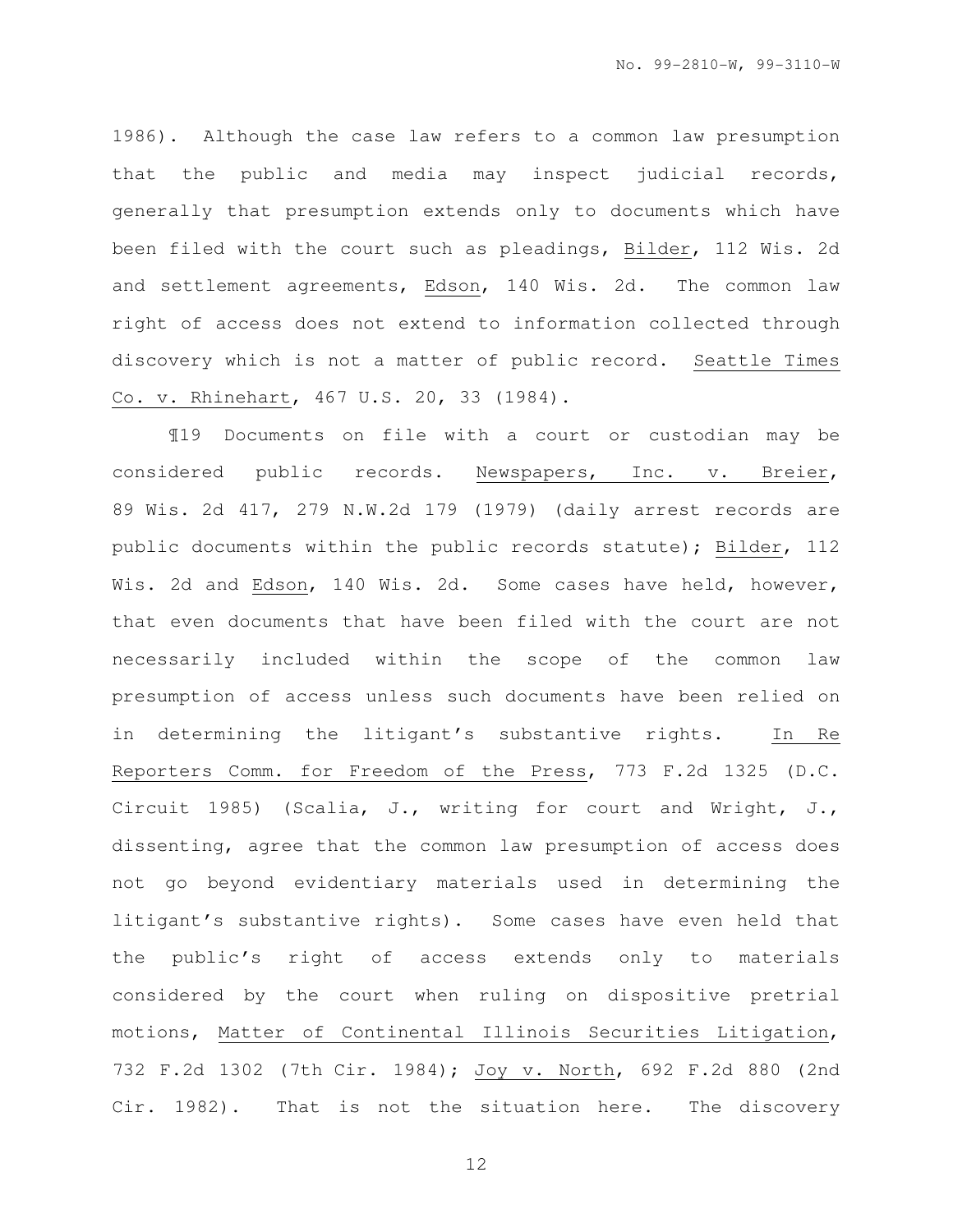1986). Although the case law refers to a common law presumption that the public and media may inspect judicial records, generally that presumption extends only to documents which have been filed with the court such as pleadings, Bilder, 112 Wis. 2d and settlement agreements, Edson, 140 Wis. 2d. The common law right of access does not extend to information collected through discovery which is not a matter of public record. Seattle Times Co. v. Rhinehart, 467 U.S. 20, 33 (1984).

¶19 Documents on file with a court or custodian may be considered public records. Newspapers, Inc. v. Breier, 89 Wis. 2d 417, 279 N.W.2d 179 (1979) (daily arrest records are public documents within the public records statute); Bilder, 112 Wis. 2d and Edson, 140 Wis. 2d. Some cases have held, however, that even documents that have been filed with the court are not necessarily included within the scope of the common law presumption of access unless such documents have been relied on in determining the litigant's substantive rights. In Re Reporters Comm. for Freedom of the Press, 773 F.2d 1325 (D.C. Circuit 1985) (Scalia, J., writing for court and Wright, J., dissenting, agree that the common law presumption of access does not go beyond evidentiary materials used in determining the litigant's substantive rights). Some cases have even held that the public's right of access extends only to materials considered by the court when ruling on dispositive pretrial motions, Matter of Continental Illinois Securities Litigation, 732 F.2d 1302 (7th Cir. 1984); Joy v. North, 692 F.2d 880 (2nd Cir. 1982). That is not the situation here. The discovery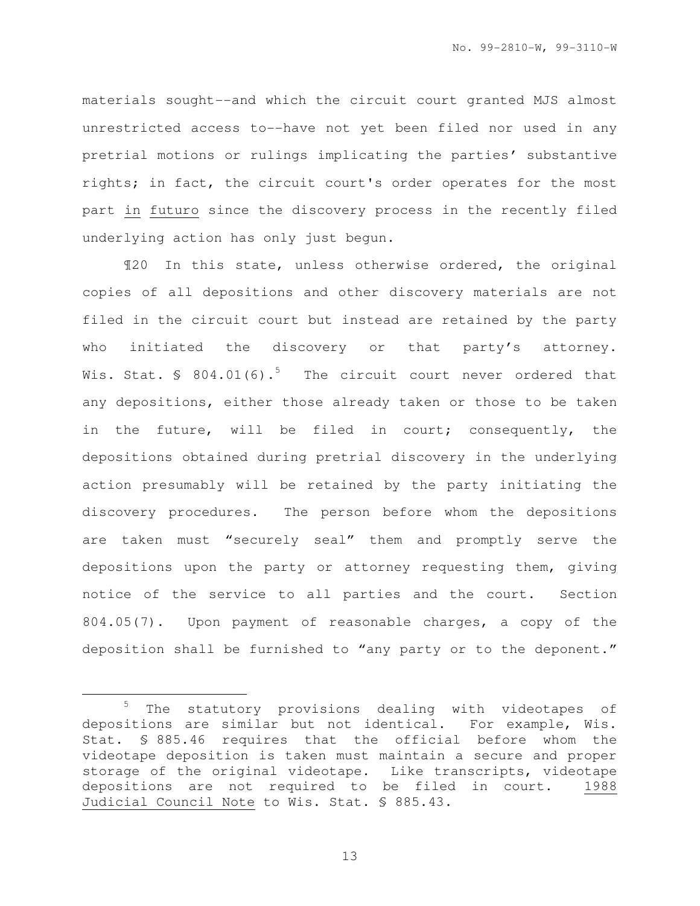materials sought--and which the circuit court granted MJS almost unrestricted access to--have not yet been filed nor used in any pretrial motions or rulings implicating the parties' substantive rights; in fact, the circuit court's order operates for the most part in futuro since the discovery process in the recently filed underlying action has only just begun.

¶20 In this state, unless otherwise ordered, the original copies of all depositions and other discovery materials are not filed in the circuit court but instead are retained by the party who initiated the discovery or that party's attorney. Wis. Stat. § 804.01(6).[5] The circuit court never ordered that any depositions, either those already taken or those to be taken in the future, will be filed in court; consequently, the depositions obtained during pretrial discovery in the underlying action presumably will be retained by the party initiating the discovery procedures. The person before whom the depositions are taken must "securely seal" them and promptly serve the depositions upon the party or attorney requesting them, giving notice of the service to all parties and the court. Section 804.05(7). Upon payment of reasonable charges, a copy of the deposition shall be furnished to "any party or to the deponent."

---

[5] The statutory provisions dealing with videotapes of depositions are similar but not identical. For example, Wis. Stat. § 885.46 requires that the official before whom the videotape deposition is taken must maintain a secure and proper storage of the original videotape. Like transcripts, videotape depositions are not required to be filed in court. 1988 Judicial Council Note to Wis. Stat. § 885.43.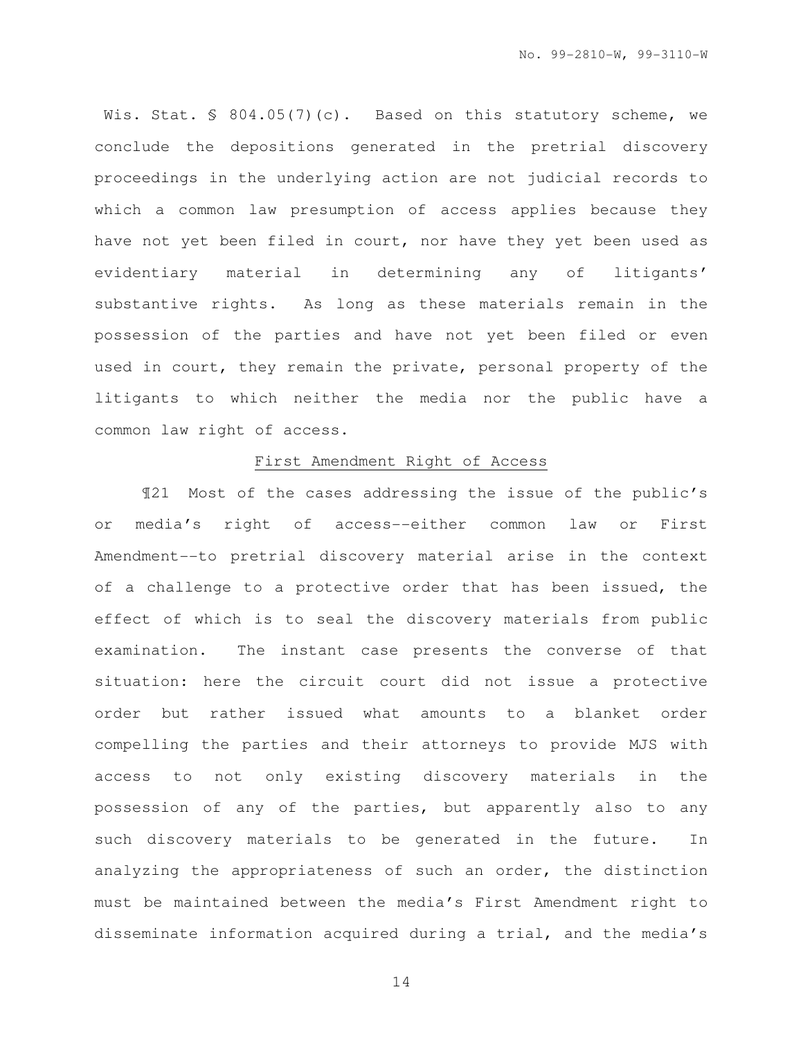Wis. Stat. § 804.05(7)(c). Based on this statutory scheme, we conclude the depositions generated in the pretrial discovery proceedings in the underlying action are not judicial records to which a common law presumption of access applies because they have not yet been filed in court, nor have they yet been used as evidentiary material in determining any of litigants' substantive rights. As long as these materials remain in the possession of the parties and have not yet been filed or even used in court, they remain the private, personal property of the litigants to which neither the media nor the public have a common law right of access.

First Amendment Right of Access

¶21 Most of the cases addressing the issue of the public's or media's right of access——either common law or First Amendment——to pretrial discovery material arise in the context of a challenge to a protective order that has been issued, the effect of which is to seal the discovery materials from public examination. The instant case presents the converse of that situation: here the circuit court did not issue a protective order but rather issued what amounts to a blanket order compelling the parties and their attorneys to provide MJS with access to not only existing discovery materials in the possession of any of the parties, but apparently also to any such discovery materials to be generated in the future. In analyzing the appropriateness of such an order, the distinction must be maintained between the media's First Amendment right to disseminate information acquired during a trial, and the media's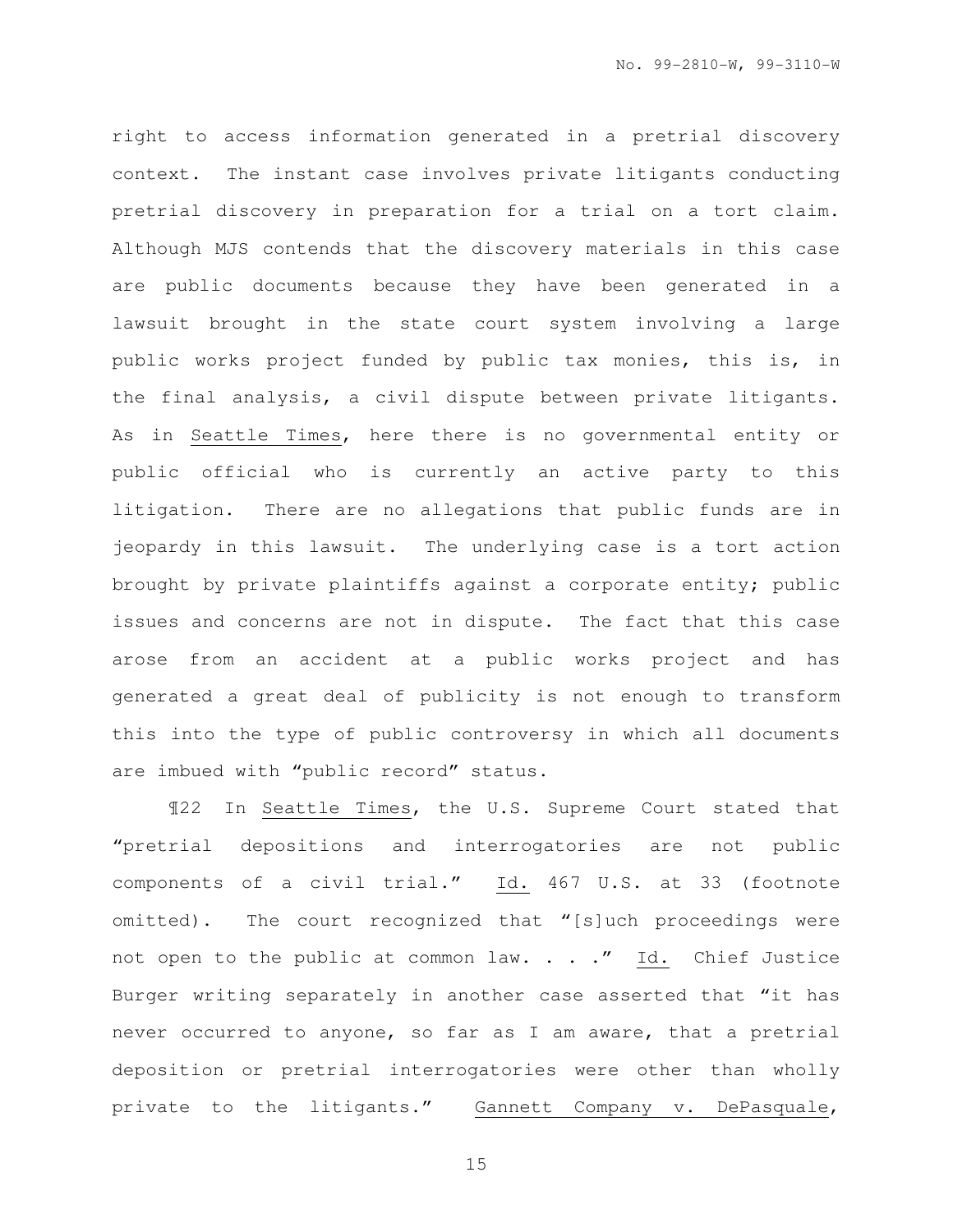right to access information generated in a pretrial discovery context. The instant case involves private litigants conducting pretrial discovery in preparation for a trial on a tort claim. Although MJS contends that the discovery materials in this case are public documents because they have been generated in a lawsuit brought in the state court system involving a large public works project funded by public tax monies, this is, in the final analysis, a civil dispute between private litigants. As in Seattle Times, here there is no governmental entity or public official who is currently an active party to this litigation. There are no allegations that public funds are in jeopardy in this lawsuit. The underlying case is a tort action brought by private plaintiffs against a corporate entity; public issues and concerns are not in dispute. The fact that this case arose from an accident at a public works project and has generated a great deal of publicity is not enough to transform this into the type of public controversy in which all documents are imbued with "public record" status.

¶22 In Seattle Times, the U.S. Supreme Court stated that "pretrial depositions and interrogatories are not public components of a civil trial." Id. 467 U.S. at 33 (footnote omitted). The court recognized that "[s]uch proceedings were not open to the public at common law. . . ." Id. Chief Justice Burger writing separately in another case asserted that "it has never occurred to anyone, so far as I am aware, that a pretrial deposition or pretrial interrogatories were other than wholly private to the litigants." Gannett Company v. DePasquale,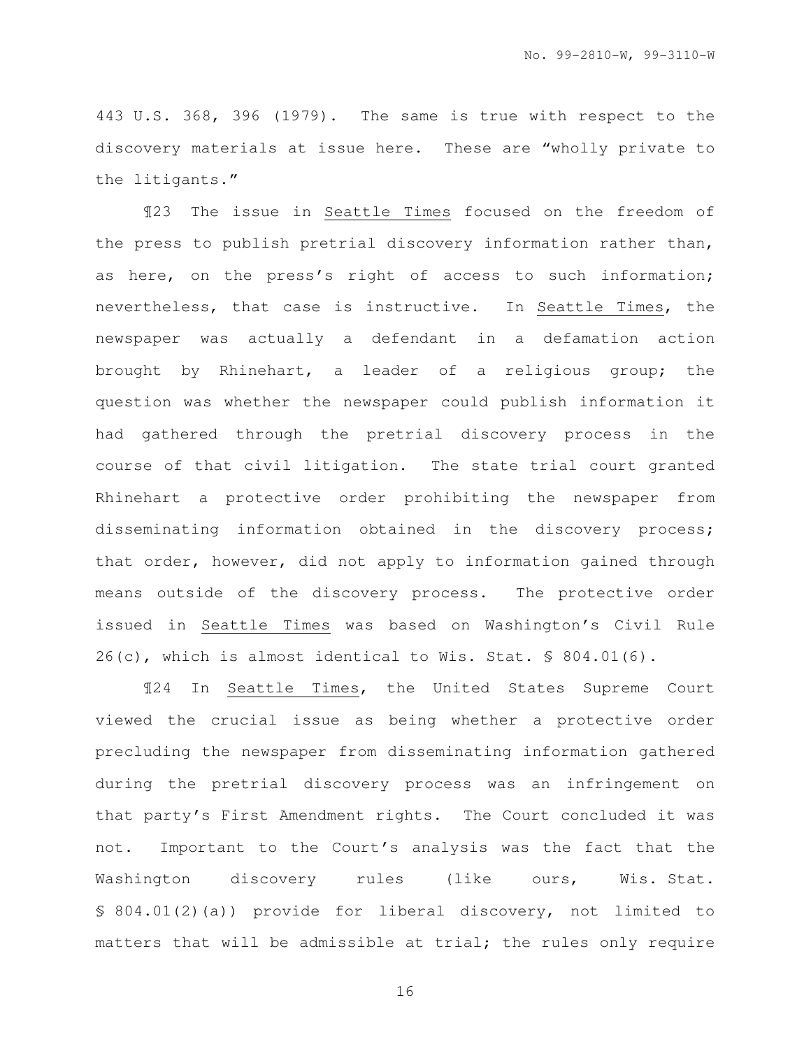443 U.S. 368, 396 (1979). The same is true with respect to the discovery materials at issue here. These are "wholly private to the litigants."

¶23 The issue in Seattle Times focused on the freedom of the press to publish pretrial discovery information rather than, as here, on the press's right of access to such information; nevertheless, that case is instructive. In Seattle Times, the newspaper was actually a defendant in a defamation action brought by Rhinehart, a leader of a religious group; the question was whether the newspaper could publish information it had gathered through the pretrial discovery process in the course of that civil litigation. The state trial court granted Rhinehart a protective order prohibiting the newspaper from disseminating information obtained in the discovery process; that order, however, did not apply to information gained through means outside of the discovery process. The protective order issued in Seattle Times was based on Washington's Civil Rule 26(c), which is almost identical to Wis. Stat. § 804.01(6).

¶24 In Seattle Times, the United States Supreme Court viewed the crucial issue as being whether a protective order precluding the newspaper from disseminating information gathered during the pretrial discovery process was an infringement on that party's First Amendment rights. The Court concluded it was not. Important to the Court's analysis was the fact that the Washington discovery rules (like ours, Wis. Stat. § 804.01(2)(a)) provide for liberal discovery, not limited to matters that will be admissible at trial; the rules only require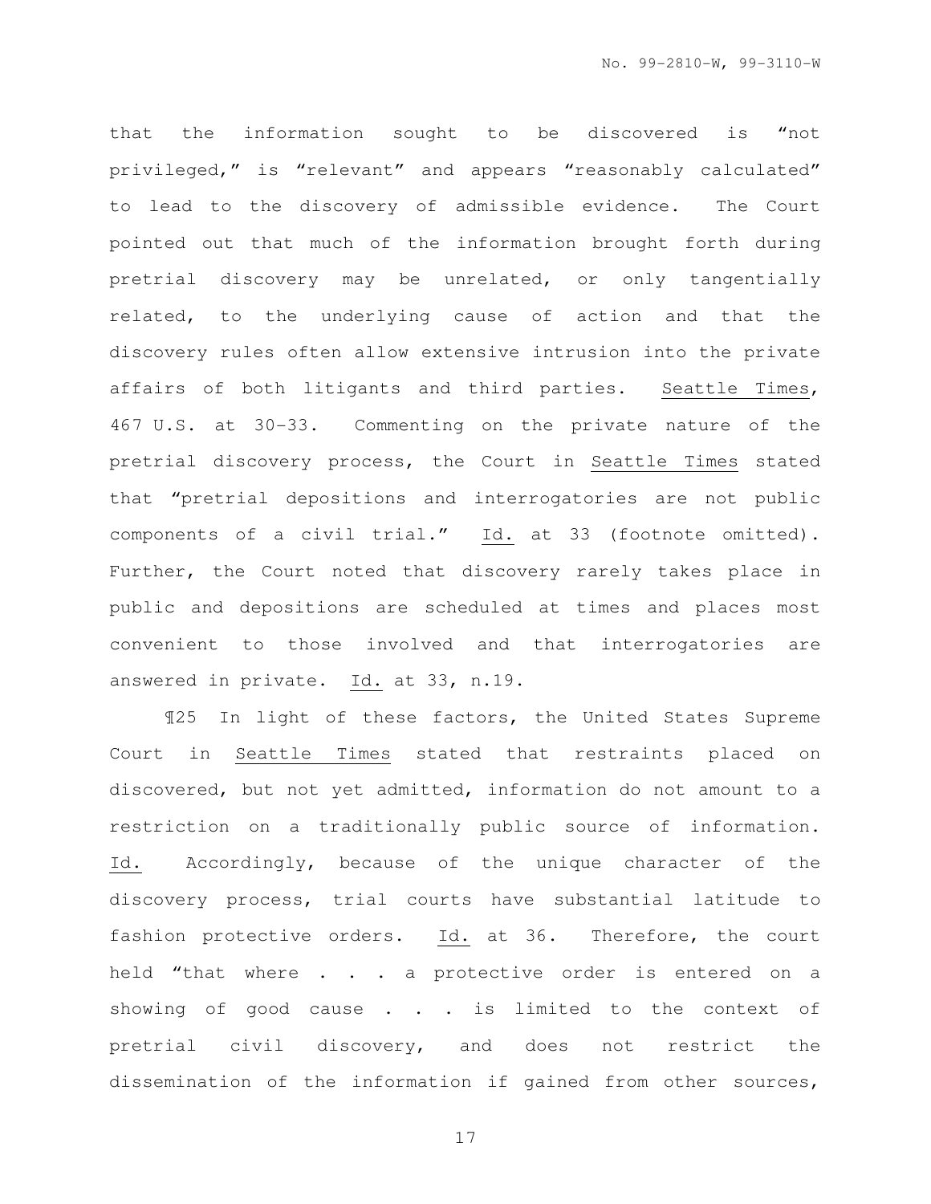that the information sought to be discovered is "not privileged," is "relevant" and appears "reasonably calculated" to lead to the discovery of admissible evidence. The Court pointed out that much of the information brought forth during pretrial discovery may be unrelated, or only tangentially related, to the underlying cause of action and that the discovery rules often allow extensive intrusion into the private affairs of both litigants and third parties. Seattle Times, 467 U.S. at 30-33. Commenting on the private nature of the pretrial discovery process, the Court in Seattle Times stated that "pretrial depositions and interrogatories are not public components of a civil trial." Id. at 33 (footnote omitted). Further, the Court noted that discovery rarely takes place in public and depositions are scheduled at times and places most convenient to those involved and that interrogatories are answered in private. Id. at 33, n.19.

¶25 In light of these factors, the United States Supreme Court in Seattle Times stated that restraints placed on discovered, but not yet admitted, information do not amount to a restriction on a traditionally public source of information. Id. Accordingly, because of the unique character of the discovery process, trial courts have substantial latitude to fashion protective orders. Id. at 36. Therefore, the court held "that where . . . a protective order is entered on a showing of good cause . . . is limited to the context of pretrial civil discovery, and does not restrict the dissemination of the information if gained from other sources,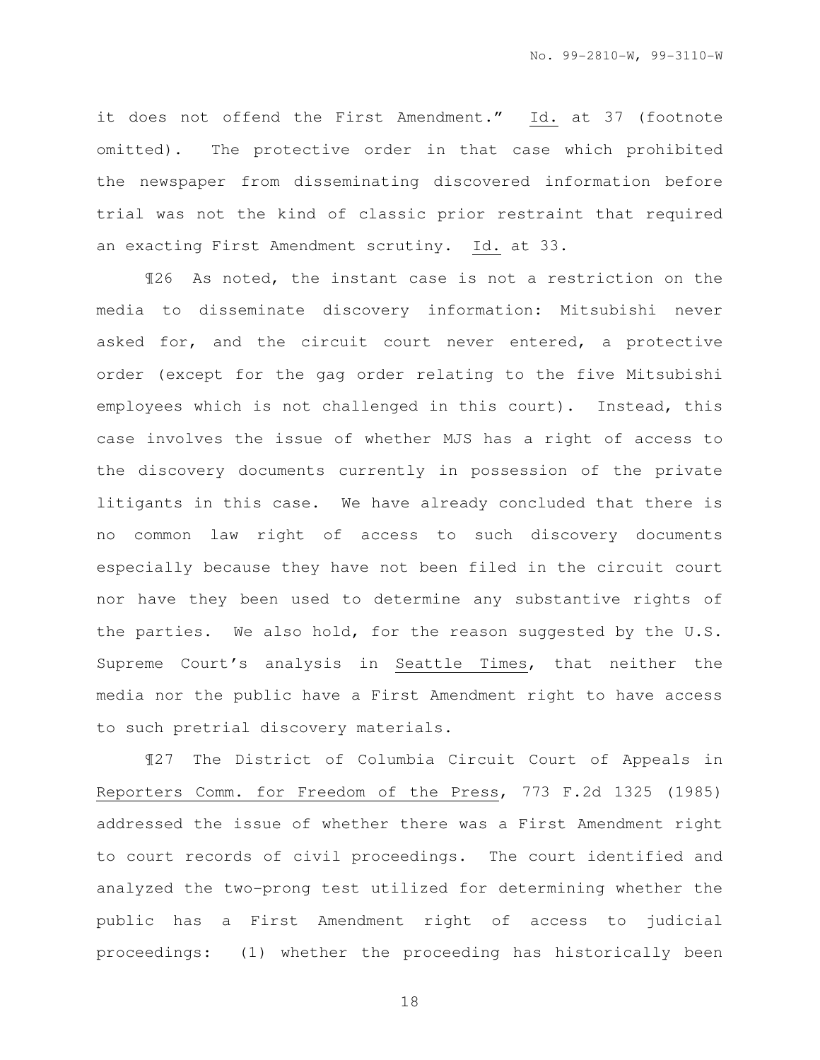it does not offend the First Amendment." Id. at 37 (footnote omitted). The protective order in that case which prohibited the newspaper from disseminating discovered information before trial was not the kind of classic prior restraint that required an exacting First Amendment scrutiny. Id. at 33.

¶26 As noted, the instant case is not a restriction on the media to disseminate discovery information: Mitsubishi never asked for, and the circuit court never entered, a protective order (except for the gag order relating to the five Mitsubishi employees which is not challenged in this court). Instead, this case involves the issue of whether MJS has a right of access to the discovery documents currently in possession of the private litigants in this case. We have already concluded that there is no common law right of access to such discovery documents especially because they have not been filed in the circuit court nor have they been used to determine any substantive rights of the parties. We also hold, for the reason suggested by the U.S. Supreme Court's analysis in Seattle Times, that neither the media nor the public have a First Amendment right to have access to such pretrial discovery materials.

¶27 The District of Columbia Circuit Court of Appeals in Reporters Comm. for Freedom of the Press, 773 F.2d 1325 (1985) addressed the issue of whether there was a First Amendment right to court records of civil proceedings. The court identified and analyzed the two-prong test utilized for determining whether the public has a First Amendment right of access to judicial proceedings: (1) whether the proceeding has historically been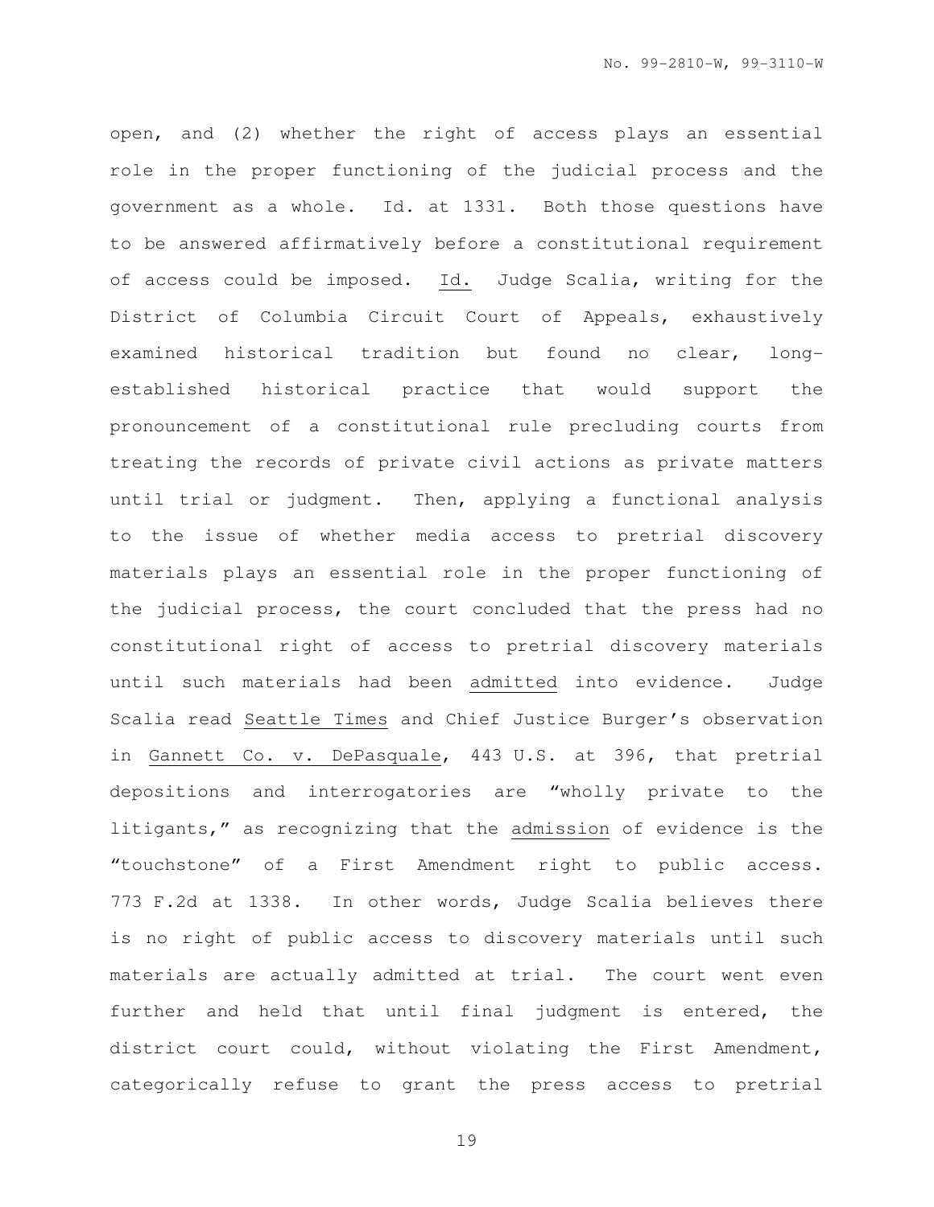open, and (2) whether the right of access plays an essential role in the proper functioning of the judicial process and the government as a whole. Id. at 1331. Both those questions have to be answered affirmatively before a constitutional requirement of access could be imposed. Id. Judge Scalia, writing for the District of Columbia Circuit Court of Appeals, exhaustively examined historical tradition but found no clear, long-established historical practice that would support the pronouncement of a constitutional rule precluding courts from treating the records of private civil actions as private matters until trial or judgment. Then, applying a functional analysis to the issue of whether media access to pretrial discovery materials plays an essential role in the proper functioning of the judicial process, the court concluded that the press had no constitutional right of access to pretrial discovery materials until such materials had been admitted into evidence. Judge Scalia read Seattle Times and Chief Justice Burger's observation in Gannett Co. v. DePasquale, 443 U.S. at 396, that pretrial depositions and interrogatories are "wholly private to the litigants," as recognizing that the admission of evidence is the "touchstone" of a First Amendment right to public access. 773 F.2d at 1338. In other words, Judge Scalia believes there is no right of public access to discovery materials until such materials are actually admitted at trial. The court went even further and held that until final judgment is entered, the district court could, without violating the First Amendment, categorically refuse to grant the press access to pretrial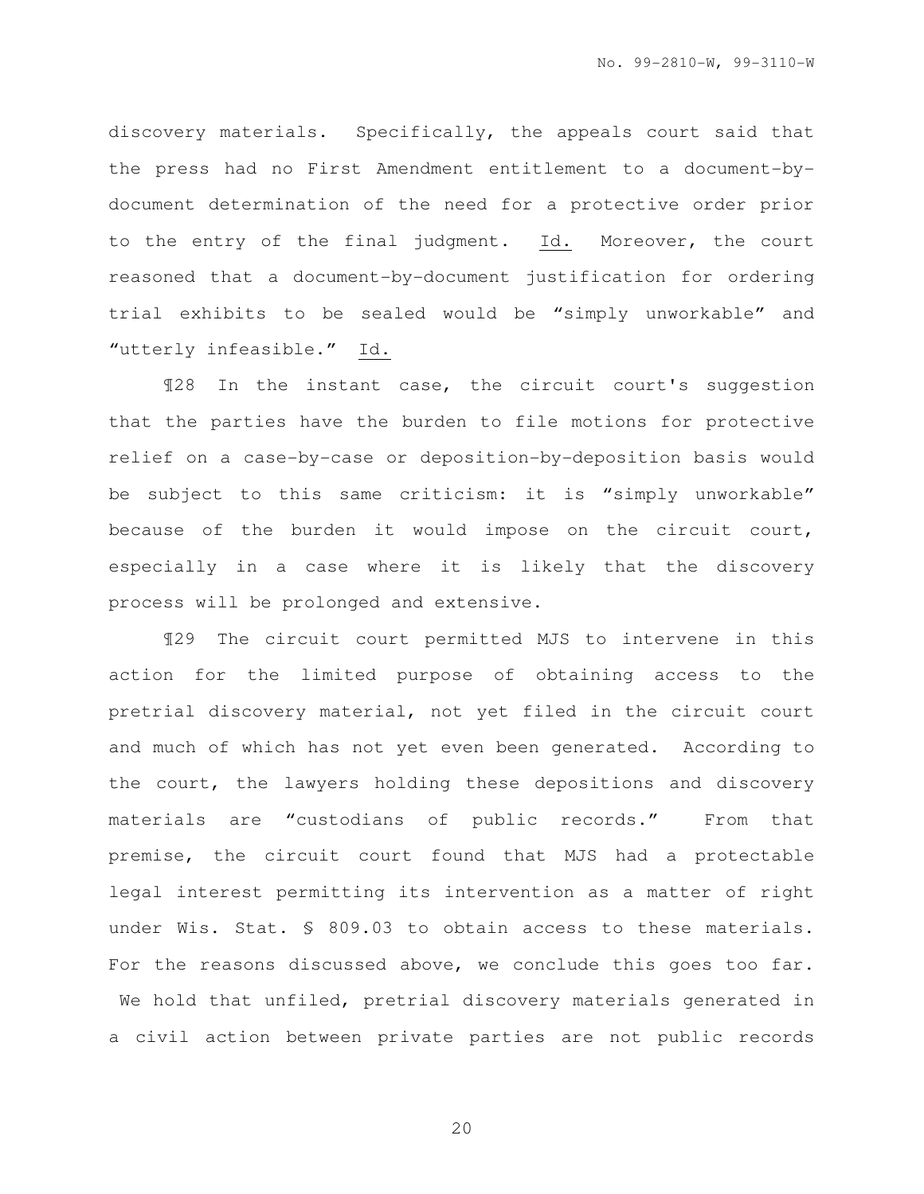discovery materials. Specifically, the appeals court said that the press had no First Amendment entitlement to a document-by-document determination of the need for a protective order prior to the entry of the final judgment. Id. Moreover, the court reasoned that a document-by-document justification for ordering trial exhibits to be sealed would be "simply unworkable" and "utterly infeasible." Id.

¶28 In the instant case, the circuit court's suggestion that the parties have the burden to file motions for protective relief on a case-by-case or deposition-by-deposition basis would be subject to this same criticism: it is "simply unworkable" because of the burden it would impose on the circuit court, especially in a case where it is likely that the discovery process will be prolonged and extensive.

¶29 The circuit court permitted MJS to intervene in this action for the limited purpose of obtaining access to the pretrial discovery material, not yet filed in the circuit court and much of which has not yet even been generated. According to the court, the lawyers holding these depositions and discovery materials are "custodians of public records." From that premise, the circuit court found that MJS had a protectable legal interest permitting its intervention as a matter of right under Wis. Stat. § 809.03 to obtain access to these materials. For the reasons discussed above, we conclude this goes too far. We hold that unfiled, pretrial discovery materials generated in a civil action between private parties are not public records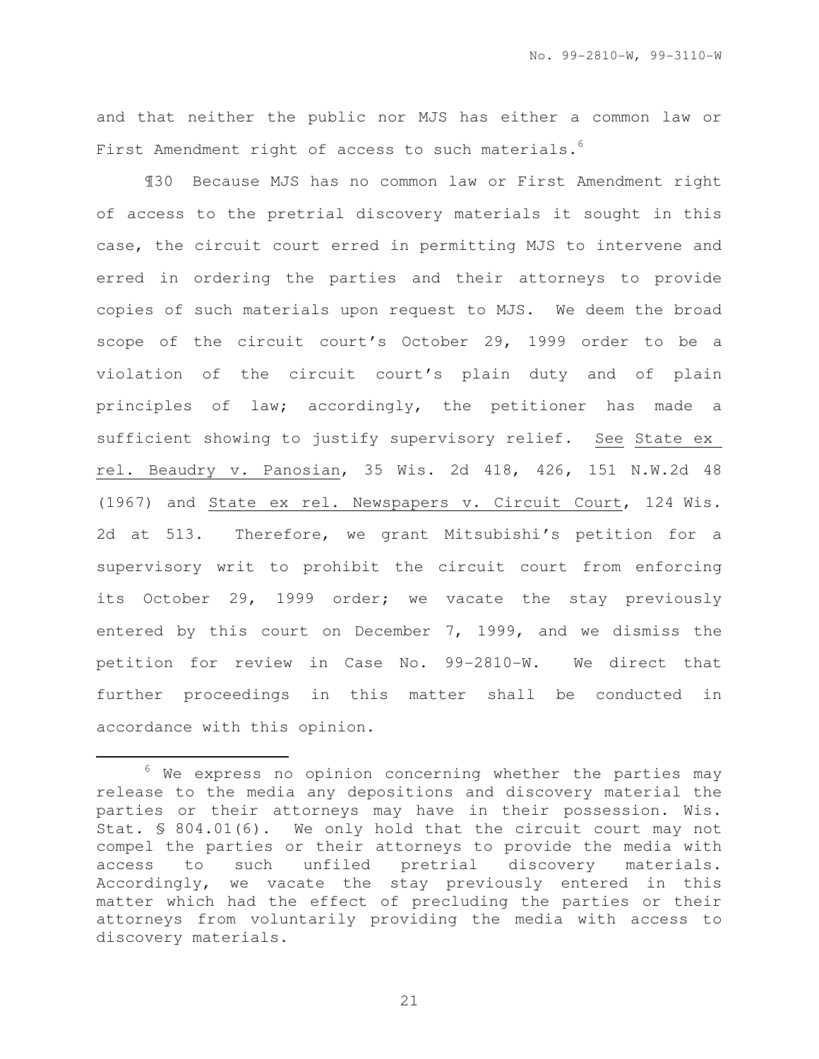and that neither the public nor MJS has either a common law or First Amendment right of access to such materials.[6]

¶30 Because MJS has no common law or First Amendment right of access to the pretrial discovery materials it sought in this case, the circuit court erred in permitting MJS to intervene and erred in ordering the parties and their attorneys to provide copies of such materials upon request to MJS. We deem the broad scope of the circuit court's October 29, 1999 order to be a violation of the circuit court's plain duty and of plain principles of law; accordingly, the petitioner has made a sufficient showing to justify supervisory relief. <u>See</u> <u>State ex rel. Beaudry v. Panosian</u>, 35 Wis. 2d 418, 426, 151 N.W.2d 48 (1967) and <u>State ex rel. Newspapers v. Circuit Court</u>, 124 Wis. 2d at 513. Therefore, we grant Mitsubishi's petition for a supervisory writ to prohibit the circuit court from enforcing its October 29, 1999 order; we vacate the stay previously entered by this court on December 7, 1999, and we dismiss the petition for review in Case No. 99-2810-W. We direct that further proceedings in this matter shall be conducted in accordance with this opinion.

---

[6] We express no opinion concerning whether the parties may release to the media any depositions and discovery material the parties or their attorneys may have in their possession. Wis. Stat. § 804.01(6). We only hold that the circuit court may not compel the parties or their attorneys to provide the media with access to such unfiled pretrial discovery materials. Accordingly, we vacate the stay previously entered in this matter which had the effect of precluding the parties or their attorneys from voluntarily providing the media with access to discovery materials.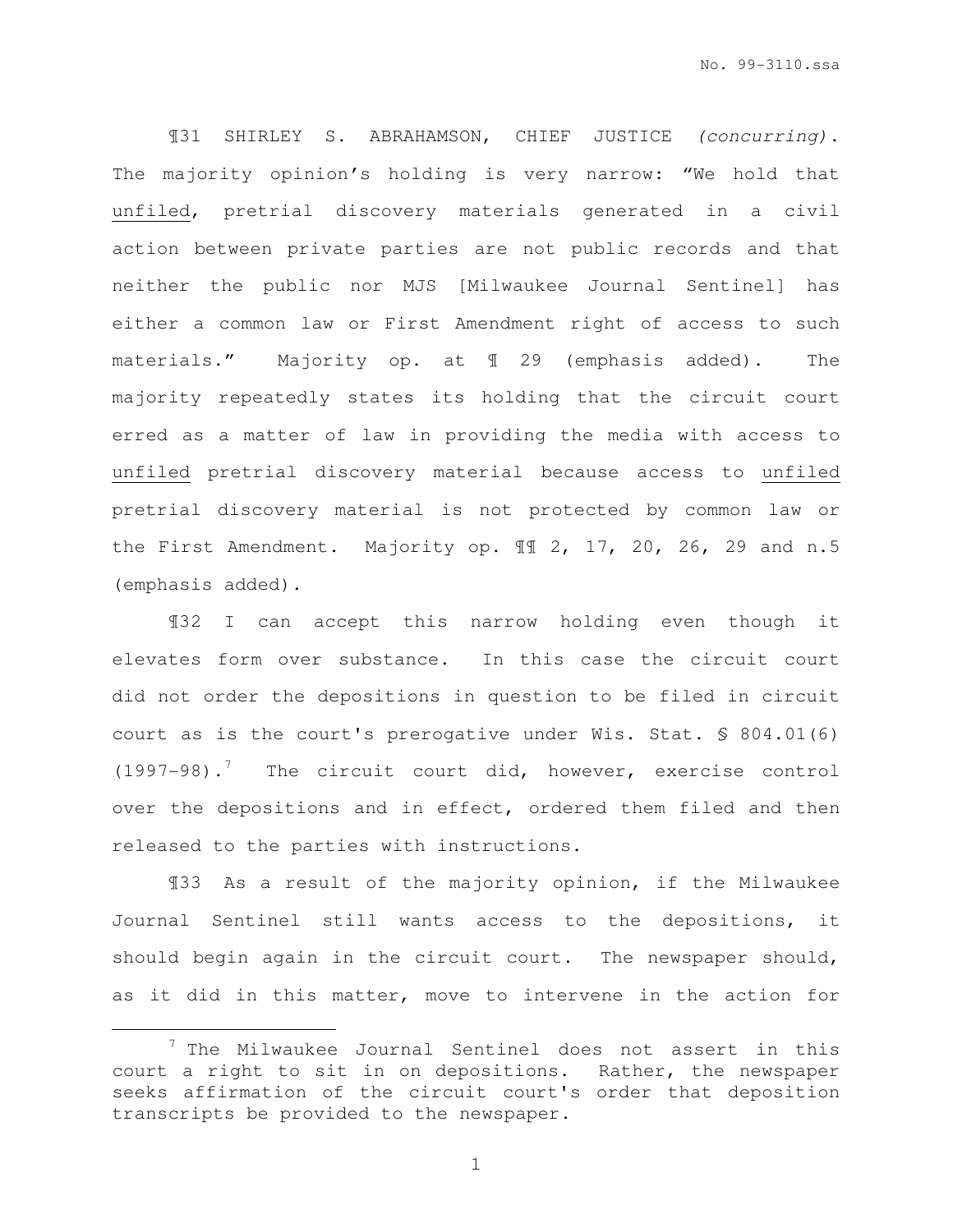¶31 SHIRLEY S. ABRAHAMSON, CHIEF JUSTICE *(concurring)*. The majority opinion's holding is very narrow: "We hold that unfiled, pretrial discovery materials generated in a civil action between private parties are not public records and that neither the public nor MJS [Milwaukee Journal Sentinel] has either a common law or First Amendment right of access to such materials." Majority op. at ¶ 29 (emphasis added). The majority repeatedly states its holding that the circuit court erred as a matter of law in providing the media with access to unfiled pretrial discovery material because access to unfiled pretrial discovery material is not protected by common law or the First Amendment. Majority op. ¶¶ 2, 17, 20, 26, 29 and n.5 (emphasis added).

¶32 I can accept this narrow holding even though it elevates form over substance. In this case the circuit court did not order the depositions in question to be filed in circuit court as is the court's prerogative under Wis. Stat. § 804.01(6) (1997-98).[7] The circuit court did, however, exercise control over the depositions and in effect, ordered them filed and then released to the parties with instructions.

¶33 As a result of the majority opinion, if the Milwaukee Journal Sentinel still wants access to the depositions, it should begin again in the circuit court. The newspaper should, as it did in this matter, move to intervene in the action for

[7] The Milwaukee Journal Sentinel does not assert in this court a right to sit in on depositions. Rather, the newspaper seeks affirmation of the circuit court's order that deposition transcripts be provided to the newspaper.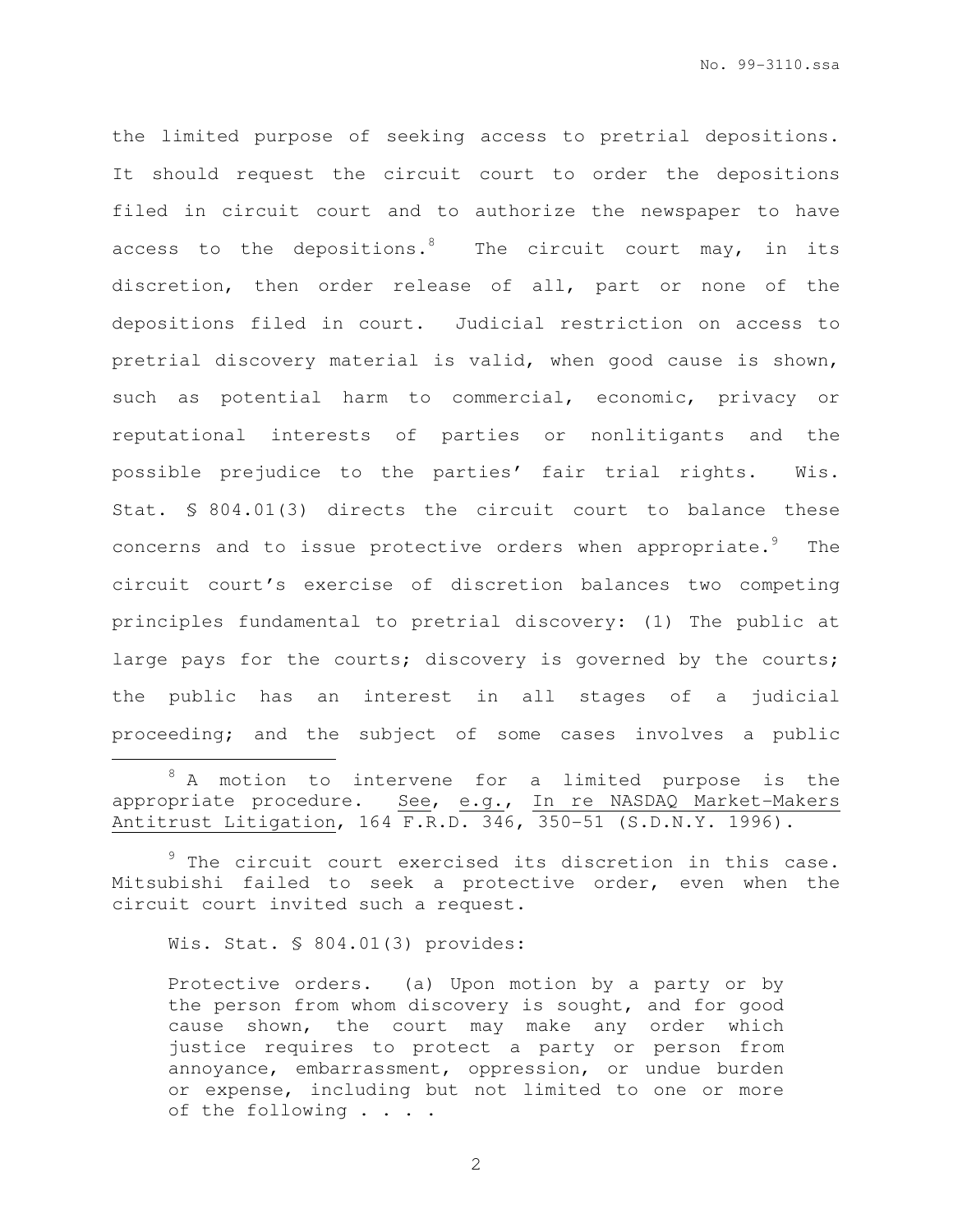the limited purpose of seeking access to pretrial depositions. It should request the circuit court to order the depositions filed in circuit court and to authorize the newspaper to have access to the depositions.[8] The circuit court may, in its discretion, then order release of all, part or none of the depositions filed in court. Judicial restriction on access to pretrial discovery material is valid, when good cause is shown, such as potential harm to commercial, economic, privacy or reputational interests of parties or nonlitigants and the possible prejudice to the parties' fair trial rights. Wis. Stat. § 804.01(3) directs the circuit court to balance these concerns and to issue protective orders when appropriate.[9] The circuit court's exercise of discretion balances two competing principles fundamental to pretrial discovery: (1) The public at large pays for the courts; discovery is governed by the courts; the public has an interest in all stages of a judicial proceeding; and the subject of some cases involves a public

---

[8] A motion to intervene for a limited purpose is the appropriate procedure. <u>See</u>, <u>e.g.</u>, <u>In re NASDAQ Market-Makers Antitrust Litigation</u>, 164 F.R.D. 346, 350-51 (S.D.N.Y. 1996).

[9] The circuit court exercised its discretion in this case. Mitsubishi failed to seek a protective order, even when the circuit court invited such a request.

Wis. Stat. § 804.01(3) provides:

> Protective orders. (a) Upon motion by a party or by the person from whom discovery is sought, and for good cause shown, the court may make any order which justice requires to protect a party or person from annoyance, embarrassment, oppression, or undue burden or expense, including but not limited to one or more of the following . . . .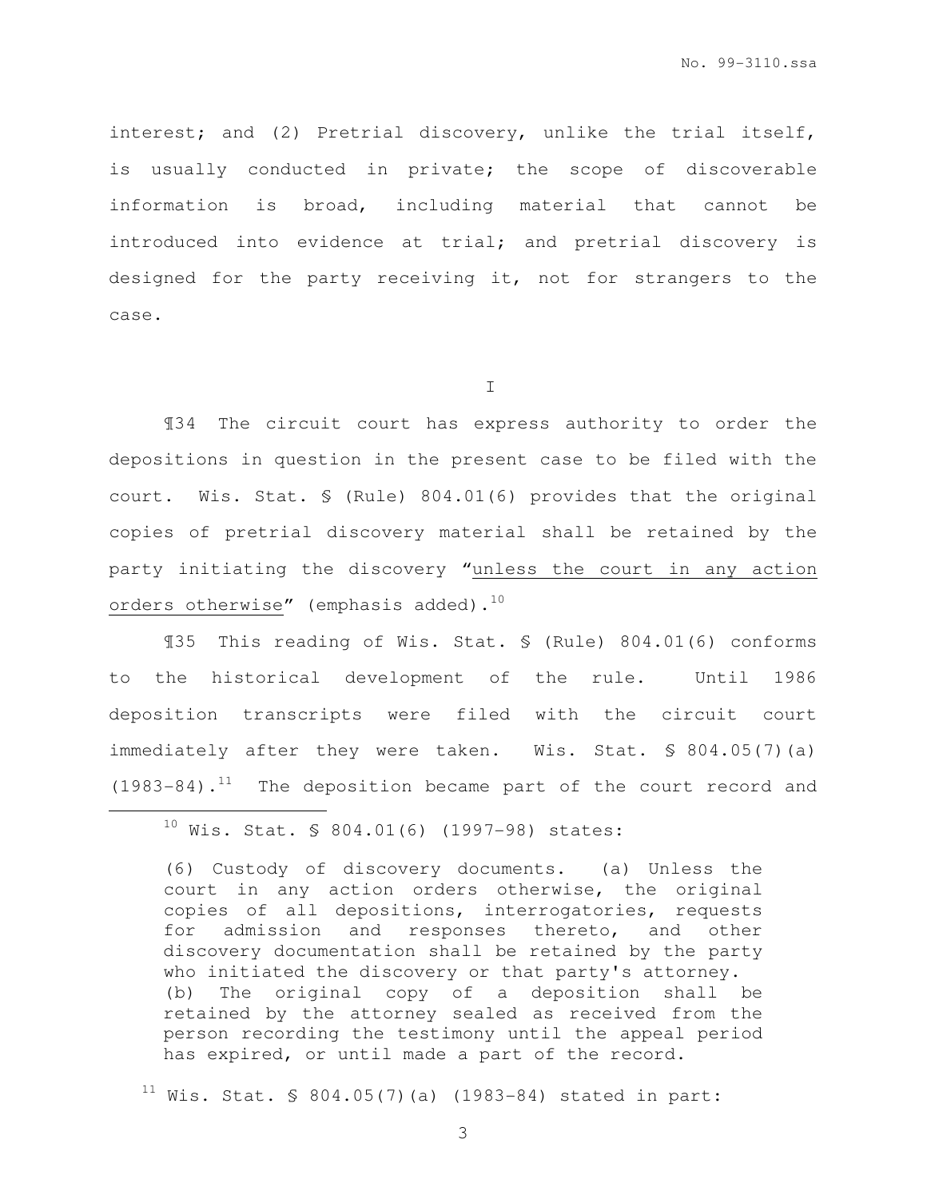interest; and (2) Pretrial discovery, unlike the trial itself, is usually conducted in private; the scope of discoverable information is broad, including material that cannot be introduced into evidence at trial; and pretrial discovery is designed for the party receiving it, not for strangers to the case.

I

¶34 The circuit court has express authority to order the depositions in question in the present case to be filed with the court. Wis. Stat. § (Rule) 804.01(6) provides that the original copies of pretrial discovery material shall be retained by the party initiating the discovery "<u>unless the court in any action orders otherwise</u>" (emphasis added).[10]

¶35 This reading of Wis. Stat. § (Rule) 804.01(6) conforms to the historical development of the rule. Until 1986 deposition transcripts were filed with the circuit court immediately after they were taken. Wis. Stat. § 804.05(7)(a) (1983-84).[11] The deposition became part of the court record and

---

[10] Wis. Stat. § 804.01(6) (1997-98) states:

> (6) Custody of discovery documents. (a) Unless the court in any action orders otherwise, the original copies of all depositions, interrogatories, requests for admission and responses thereto, and other discovery documentation shall be retained by the party who initiated the discovery or that party's attorney.
> (b) The original copy of a deposition shall be retained by the attorney sealed as received from the person recording the testimony until the appeal period has expired, or until made a part of the record.

[11] Wis. Stat. § 804.05(7)(a) (1983-84) stated in part: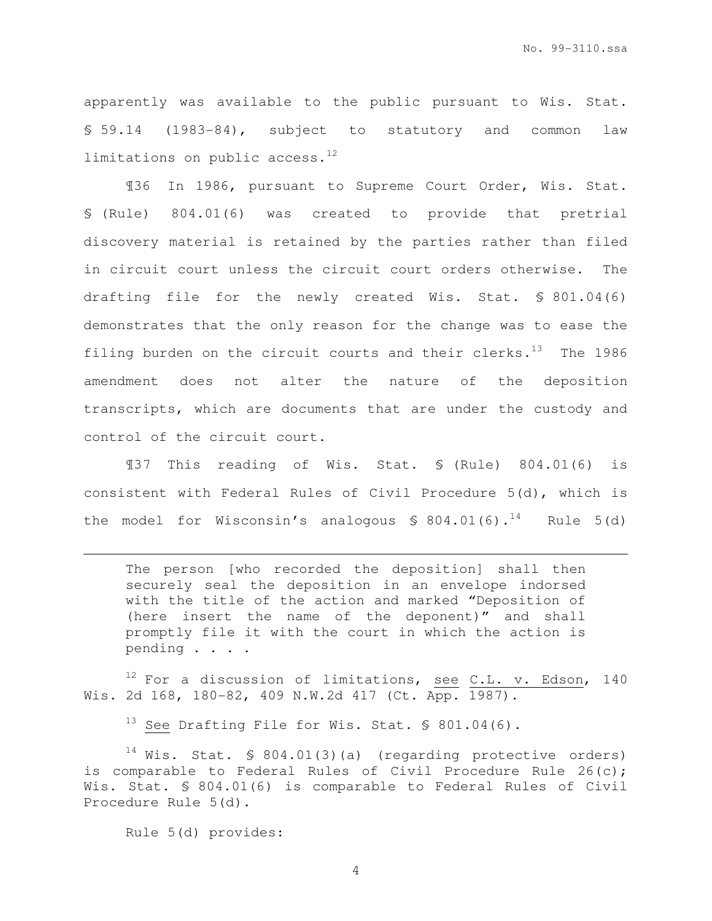apparently was available to the public pursuant to Wis. Stat. § 59.14 (1983-84), subject to statutory and common law limitations on public access.[12]

¶36 In 1986, pursuant to Supreme Court Order, Wis. Stat. § (Rule) 804.01(6) was created to provide that pretrial discovery material is retained by the parties rather than filed in circuit court unless the circuit court orders otherwise. The drafting file for the newly created Wis. Stat. § 801.04(6) demonstrates that the only reason for the change was to ease the filing burden on the circuit courts and their clerks.[13] The 1986 amendment does not alter the nature of the deposition transcripts, which are documents that are under the custody and control of the circuit court.

¶37 This reading of Wis. Stat. § (Rule) 804.01(6) is consistent with Federal Rules of Civil Procedure 5(d), which is the model for Wisconsin's analogous § 804.01(6).[14] Rule 5(d)

---

> The person [who recorded the deposition] shall then securely seal the deposition in an envelope indorsed with the title of the action and marked "Deposition of (here insert the name of the deponent)" and shall promptly file it with the court in which the action is pending . . . .

[12] For a discussion of limitations, see C.L. v. Edson, 140 Wis. 2d 168, 180-82, 409 N.W.2d 417 (Ct. App. 1987).

[13] See Drafting File for Wis. Stat. § 801.04(6).

[14] Wis. Stat. § 804.01(3)(a) (regarding protective orders) is comparable to Federal Rules of Civil Procedure Rule 26(c); Wis. Stat. § 804.01(6) is comparable to Federal Rules of Civil Procedure Rule 5(d).

Rule 5(d) provides: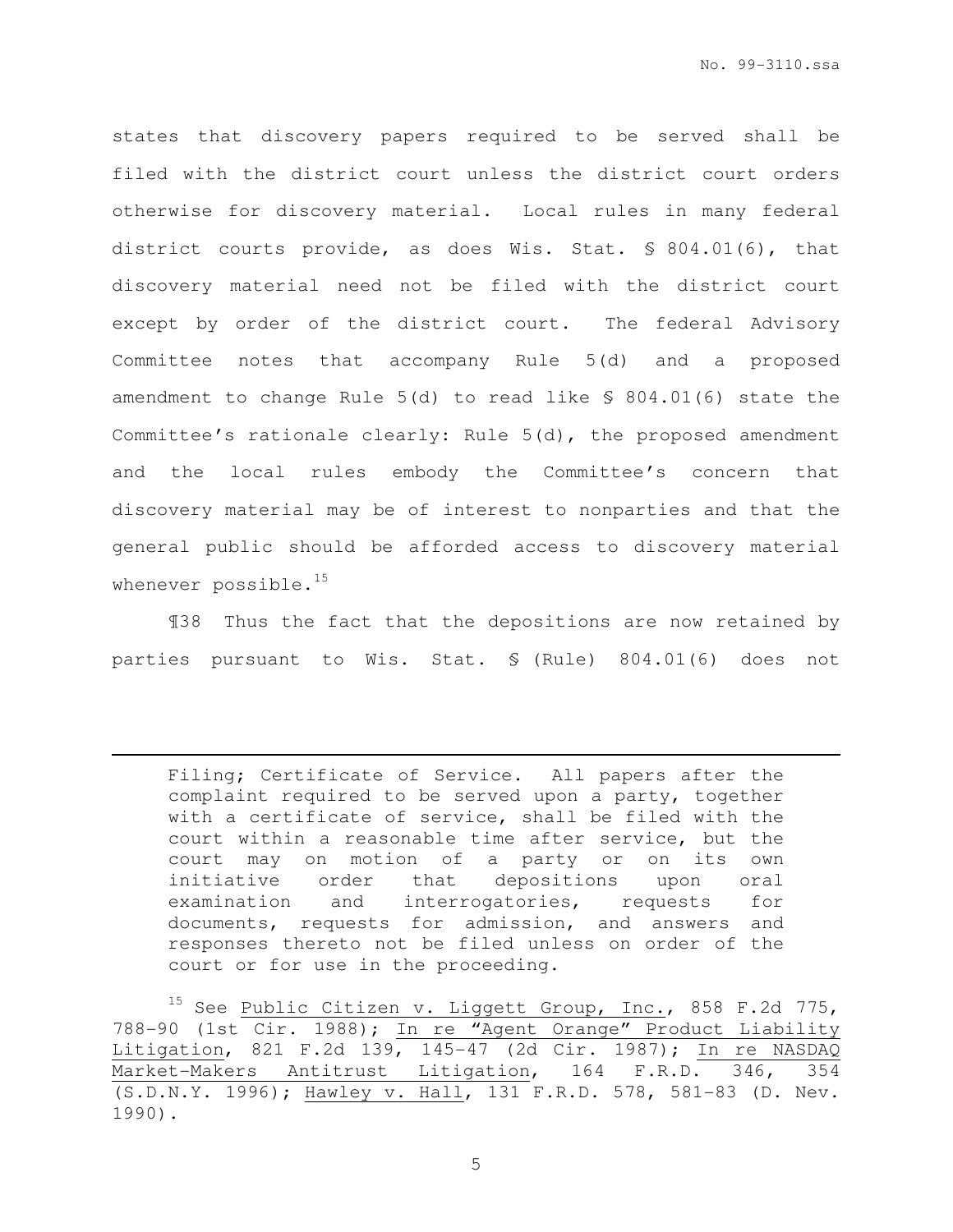states that discovery papers required to be served shall be filed with the district court unless the district court orders otherwise for discovery material. Local rules in many federal district courts provide, as does Wis. Stat. § 804.01(6), that discovery material need not be filed with the district court except by order of the district court. The federal Advisory Committee notes that accompany Rule 5(d) and a proposed amendment to change Rule 5(d) to read like § 804.01(6) state the Committee's rationale clearly: Rule 5(d), the proposed amendment and the local rules embody the Committee's concern that discovery material may be of interest to nonparties and that the general public should be afforded access to discovery material whenever possible.[15]

¶38 Thus the fact that the depositions are now retained by parties pursuant to Wis. Stat. § (Rule) 804.01(6) does not

---

> Filing; Certificate of Service. All papers after the complaint required to be served upon a party, together with a certificate of service, shall be filed with the court within a reasonable time after service, but the court may on motion of a party or on its own initiative order that depositions upon oral examination and interrogatories, requests for documents, requests for admission, and answers and responses thereto not be filed unless on order of the court or for use in the proceeding.

[15] See Public Citizen v. Liggett Group, Inc., 858 F.2d 775, 788-90 (1st Cir. 1988); In re "Agent Orange" Product Liability Litigation, 821 F.2d 139, 145-47 (2d Cir. 1987); In re NASDAQ Market-Makers Antitrust Litigation, 164 F.R.D. 346, 354 (S.D.N.Y. 1996); Hawley v. Hall, 131 F.R.D. 578, 581-83 (D. Nev. 1990).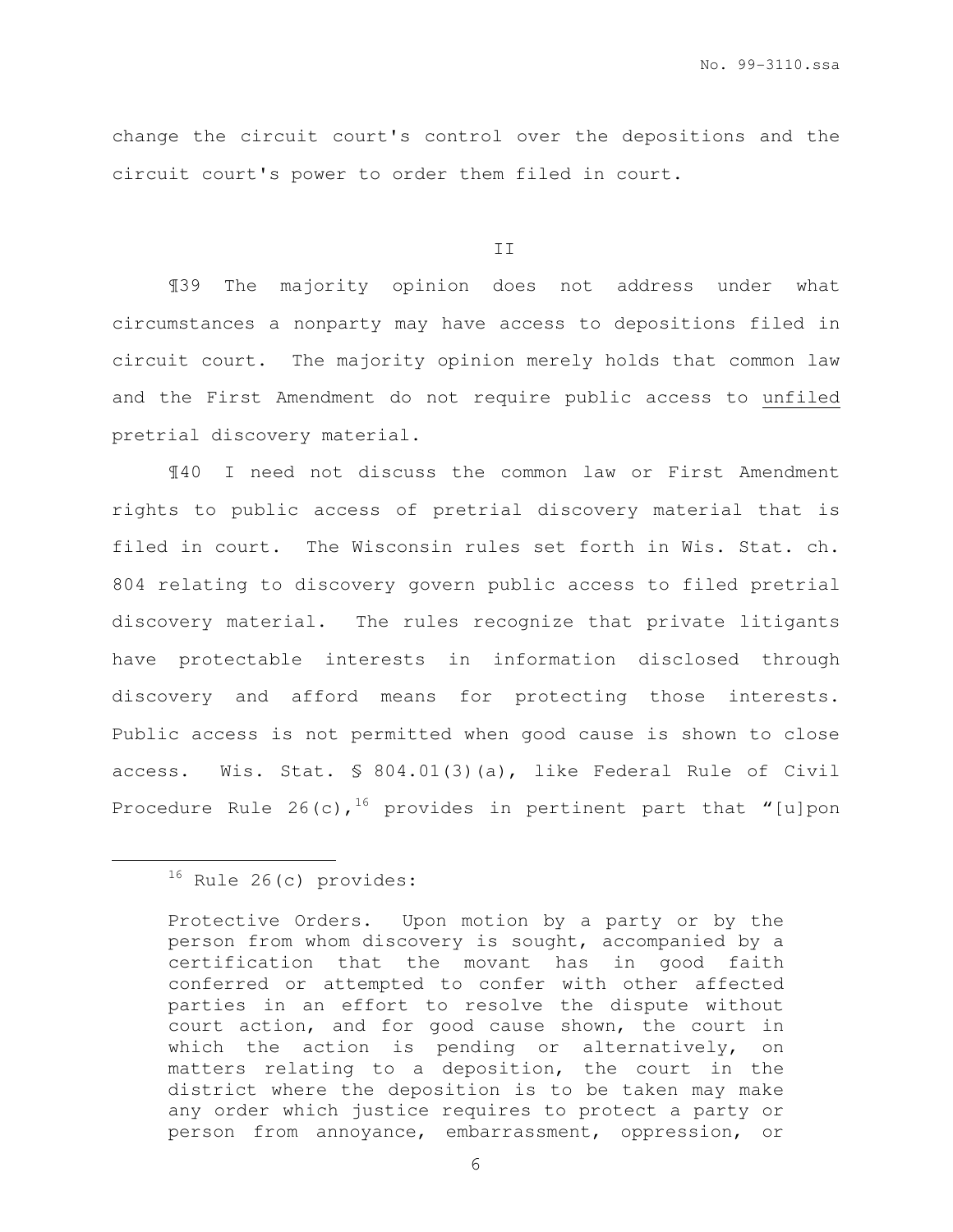change the circuit court's control over the depositions and the circuit court's power to order them filed in court.

II

¶39 The majority opinion does not address under what circumstances a nonparty may have access to depositions filed in circuit court. The majority opinion merely holds that common law and the First Amendment do not require public access to unfiled pretrial discovery material.

¶40 I need not discuss the common law or First Amendment rights to public access of pretrial discovery material that is filed in court. The Wisconsin rules set forth in Wis. Stat. ch. 804 relating to discovery govern public access to filed pretrial discovery material. The rules recognize that private litigants have protectable interests in information disclosed through discovery and afford means for protecting those interests. Public access is not permitted when good cause is shown to close access. Wis. Stat. § 804.01(3)(a), like Federal Rule of Civil Procedure Rule 26(c),[16] provides in pertinent part that "[u]pon

---

[16] Rule 26(c) provides:

> Protective Orders. Upon motion by a party or by the person from whom discovery is sought, accompanied by a certification that the movant has in good faith conferred or attempted to confer with other affected parties in an effort to resolve the dispute without court action, and for good cause shown, the court in which the action is pending or alternatively, on matters relating to a deposition, the court in the district where the deposition is to be taken may make any order which justice requires to protect a party or person from annoyance, embarrassment, oppression, or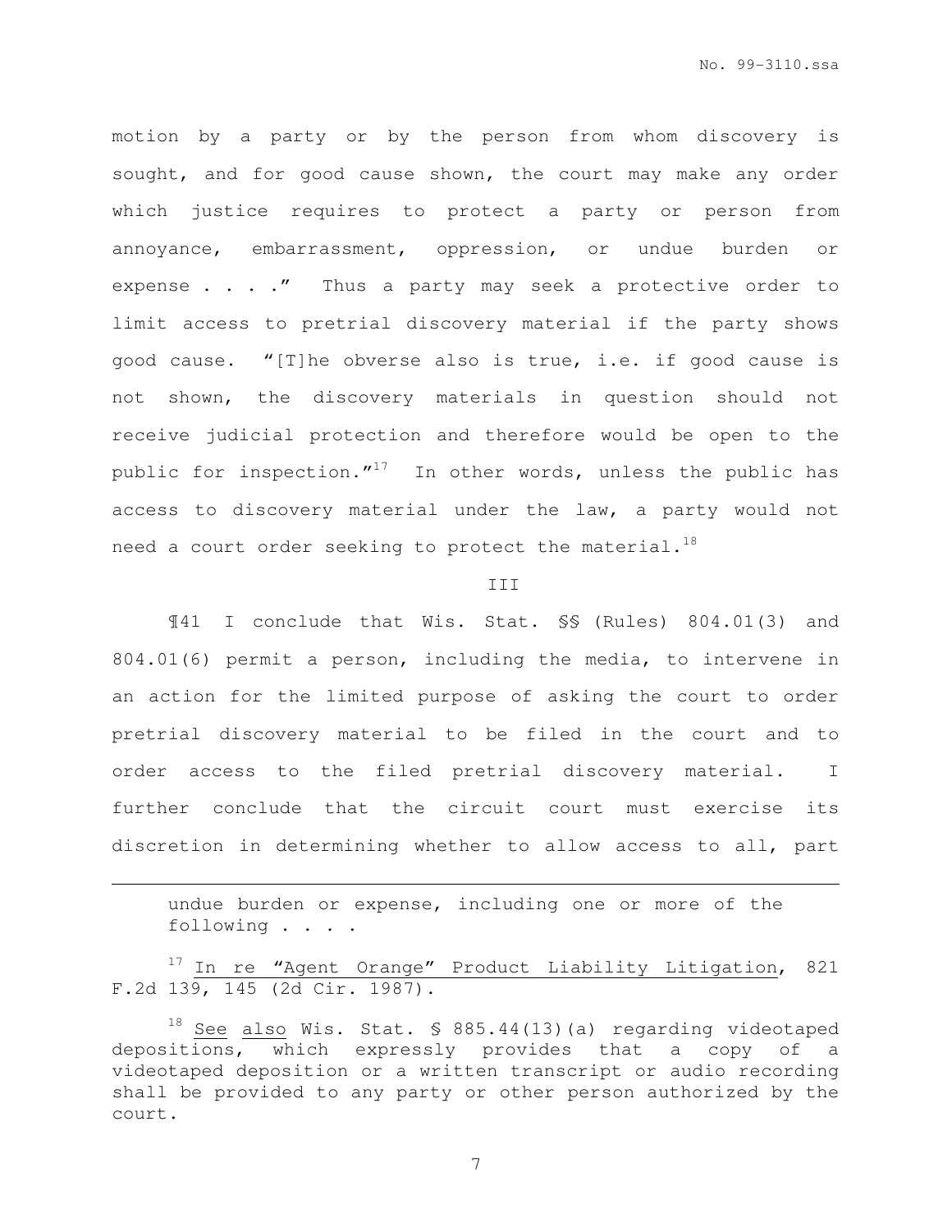motion by a party or by the person from whom discovery is sought, and for good cause shown, the court may make any order which justice requires to protect a party or person from annoyance, embarrassment, oppression, or undue burden or expense . . . ." Thus a party may seek a protective order to limit access to pretrial discovery material if the party shows good cause. "[T]he obverse also is true, i.e. if good cause is not shown, the discovery materials in question should not receive judicial protection and therefore would be open to the public for inspection."[17] In other words, unless the public has access to discovery material under the law, a party would not need a court order seeking to protect the material.[18]

III

¶41 I conclude that Wis. Stat. §§ (Rules) 804.01(3) and 804.01(6) permit a person, including the media, to intervene in an action for the limited purpose of asking the court to order pretrial discovery material to be filed in the court and to order access to the filed pretrial discovery material. I further conclude that the circuit court must exercise its discretion in determining whether to allow access to all, part

---

undue burden or expense, including one or more of the following . . . .

[17] <u>In re "Agent Orange" Product Liability Litigation</u>, 821 F.2d 139, 145 (2d Cir. 1987).

[18] <u>See also</u> Wis. Stat. § 885.44(13)(a) regarding videotaped depositions, which expressly provides that a copy of a videotaped deposition or a written transcript or audio recording shall be provided to any party or other person authorized by the court.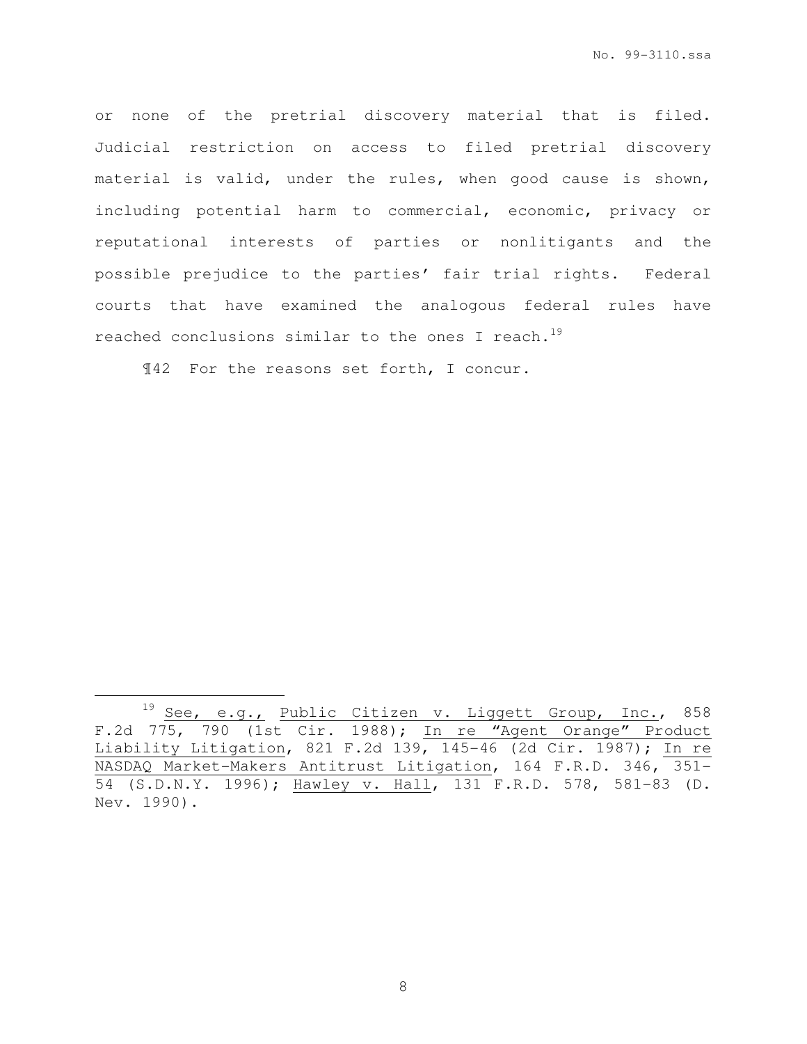or none of the pretrial discovery material that is filed. Judicial restriction on access to filed pretrial discovery material is valid, under the rules, when good cause is shown, including potential harm to commercial, economic, privacy or reputational interests of parties or nonlitigants and the possible prejudice to the parties' fair trial rights. Federal courts that have examined the analogous federal rules have reached conclusions similar to the ones I reach.[19]

¶42 For the reasons set forth, I concur.

---

[19] See, e.g., Public Citizen v. Liggett Group, Inc., 858 F.2d 775, 790 (1st Cir. 1988); In re "Agent Orange" Product Liability Litigation, 821 F.2d 139, 145-46 (2d Cir. 1987); In re NASDAQ Market-Makers Antitrust Litigation, 164 F.R.D. 346, 351-54 (S.D.N.Y. 1996); Hawley v. Hall, 131 F.R.D. 578, 581-83 (D. Nev. 1990).